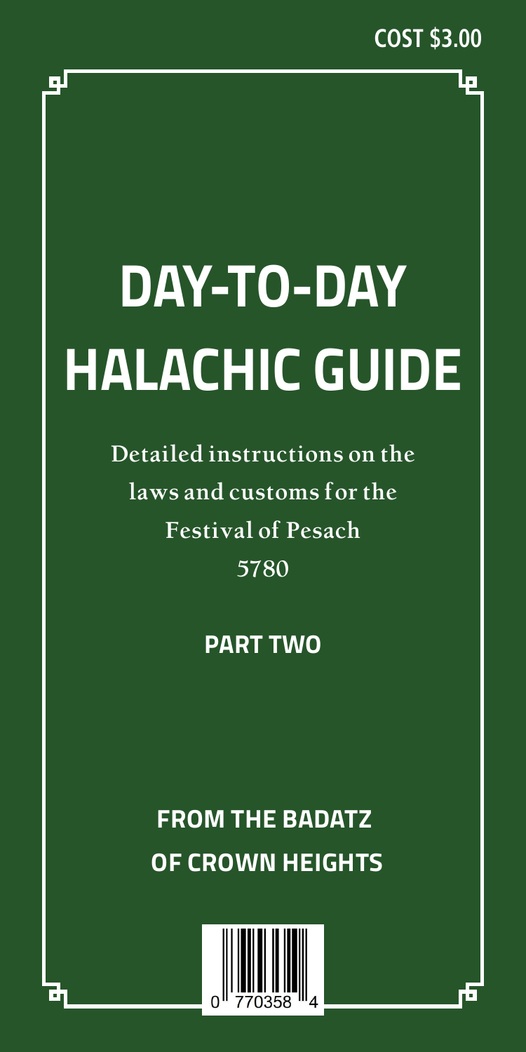COST $3.00

# DAY-TO-DAY HALACHIC GUIDE

Detailed instructions on the laws and customs for the Festival of Pesach 5780

**PART TWO**

**FROM THE BADATZ OF CROWN HEIGHTS**

0 770358 4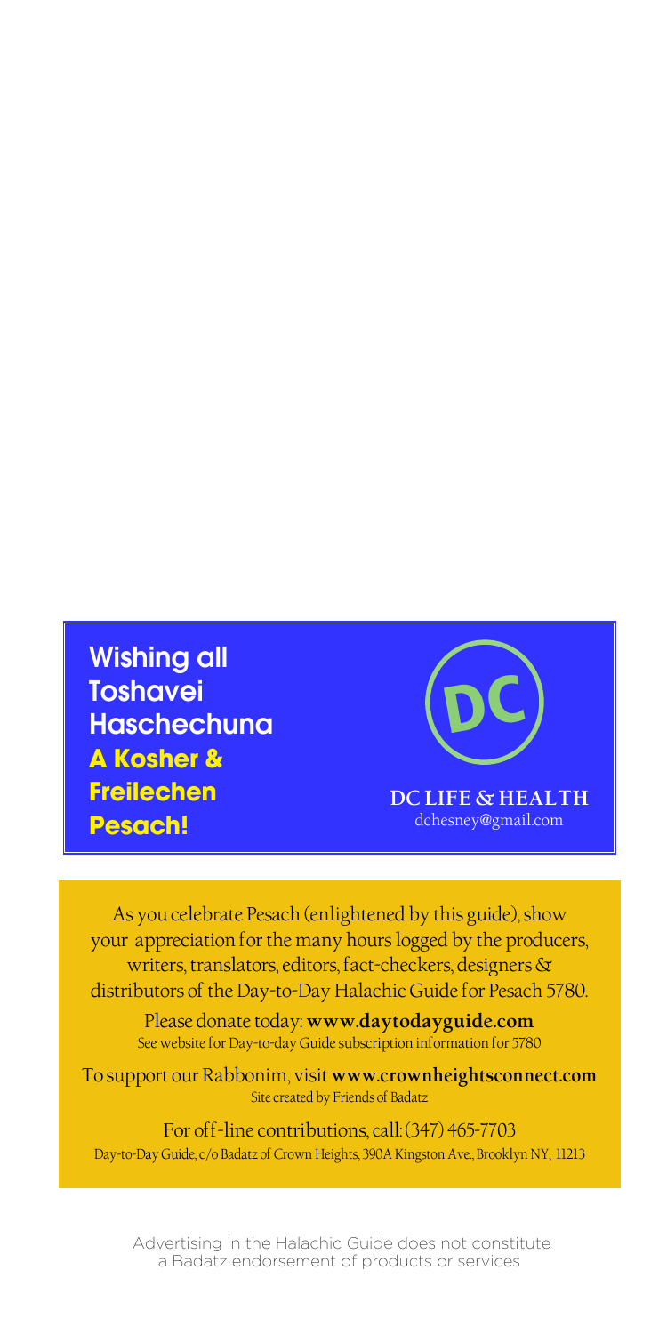**Wishing all Toshavei Haschechuna**
**A Kosher & Freilechen Pesach!**

DC

**DC LIFE & HEALTH**
dchesney@gmail.com

As you celebrate Pesach (enlightened by this guide), show your appreciation for the many hours logged by the producers, writers, translators, editors, fact-checkers, designers & distributors of the Day-to-Day Halachic Guide for Pesach 5780.

Please donate today: **www.daytodayguide.com**
See website for Day-to-day Guide subscription information for 5780

To support our Rabbonim, visit **www.crownheightsconnect.com**
Site created by Friends of Badatz

For off-line contributions, call: (347) 465-7703
Day-to-Day Guide, c/o Badatz of Crown Heights, 390A Kingston Ave., Brooklyn NY, 11213

Advertising in the Halachic Guide does not constitute a Badatz endorsement of products or services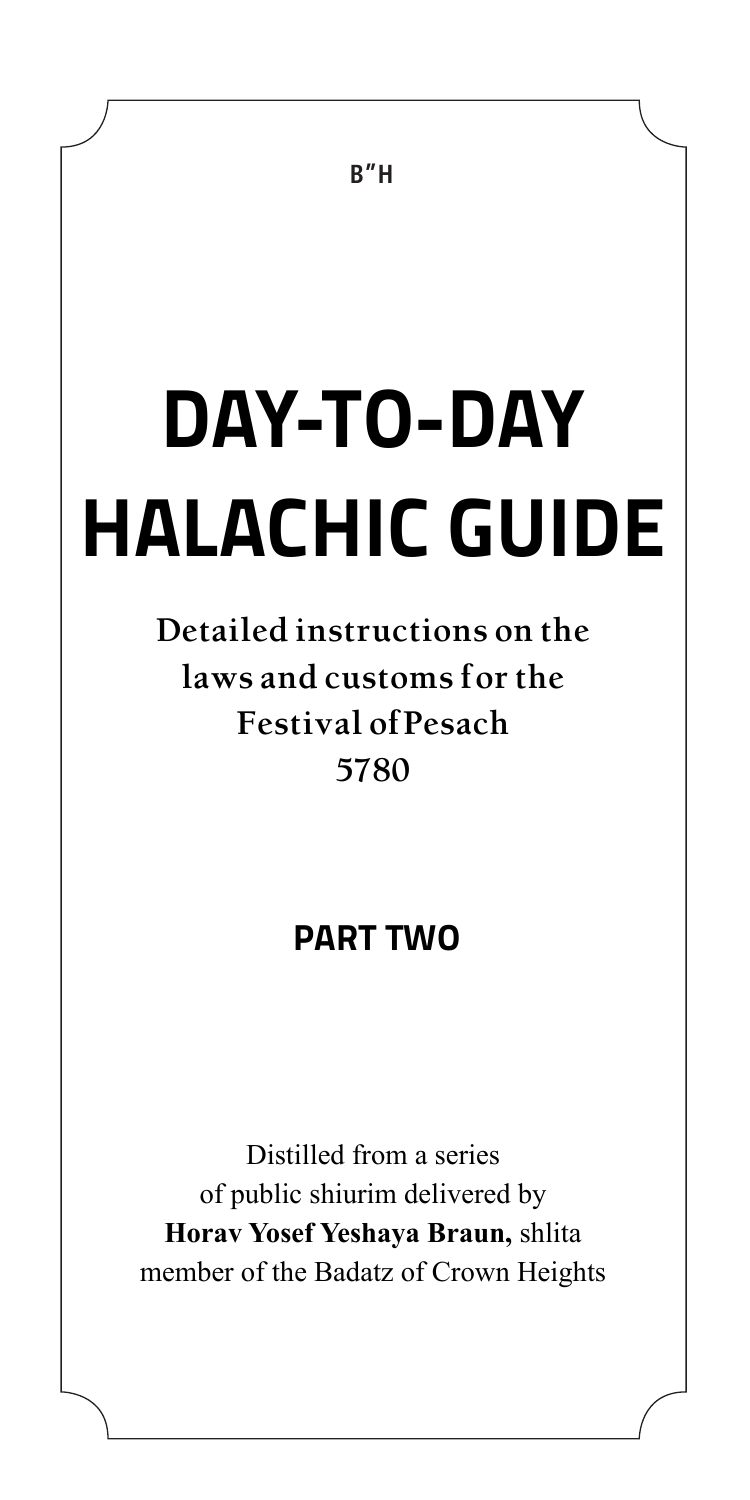B"H

# DAY-TO-DAY HALACHIC GUIDE

**Detailed instructions on the laws and customs for the Festival of Pesach 5780**

## PART TWO

Distilled from a series of public shiurim delivered by **Horav Yosef Yeshaya Braun,** shlita member of the Badatz of Crown Heights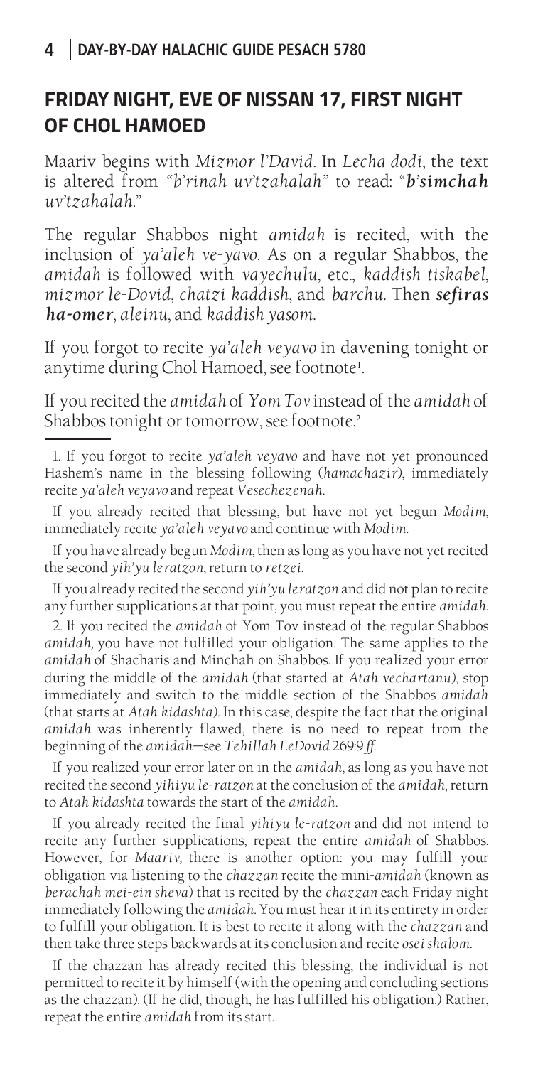## FRIDAY NIGHT, EVE OF NISSAN 17, FIRST NIGHT OF CHOL HAMOED

Maariv begins with *Mizmor l'David*. In *Lecha dodi*, the text is altered from *"b'rinah uv'tzahalah"* to read: "***b'simchah*** *uv'tzahalah*."

The regular Shabbos night *amidah* is recited, with the inclusion of *ya'aleh ve-yavo*. As on a regular Shabbos, the *amidah* is followed with *vayechulu*, etc., *kaddish tiskabel*, *mizmor le-Dovid*, *chatzi kaddish*, and *barchu*. Then ***sefiras ha-omer***, *aleinu*, and *kaddish yasom*.

If you forgot to recite *ya'aleh veyavo* in davening tonight or anytime during Chol Hamoed, see footnote[1].

If you recited the *amidah* of *Yom Tov* instead of the *amidah* of Shabbos tonight or tomorrow, see footnote.[2]

---

1. If you forgot to recite *ya'aleh veyavo* and have not yet pronounced Hashem's name in the blessing following (*hamachazir*), immediately recite *ya'aleh veyavo* and repeat *Vesechezenah*.

If you already recited that blessing, but have not yet begun *Modim*, immediately recite *ya'aleh veyavo* and continue with *Modim*.

If you have already begun *Modim*, then as long as you have not yet recited the second *yih'yu leratzon*, return to *retzei*.

If you already recited the second *yih'yu leratzon* and did not plan to recite any further supplications at that point, you must repeat the entire *amidah*.

2. If you recited the *amidah* of Yom Tov instead of the regular Shabbos *amidah*, you have not fulfilled your obligation. The same applies to the *amidah* of Shacharis and Minchah on Shabbos. If you realized your error during the middle of the *amidah* (that started at *Atah vechartanu*), stop immediately and switch to the middle section of the Shabbos *amidah* (that starts at *Atah kidashta*). In this case, despite the fact that the original *amidah* was inherently flawed, there is no need to repeat from the beginning of the *amidah*—see *Tehillah LeDovid* 269:9 *ff.*

If you realized your error later on in the *amidah*, as long as you have not recited the second *yihiyu le-ratzon* at the conclusion of the *amidah*, return to *Atah kidashta* towards the start of the *amidah*.

If you already recited the final *yihiyu le-ratzon* and did not intend to recite any further supplications, repeat the entire *amidah* of Shabbos. However, for *Maariv*, there is another option: you may fulfill your obligation via listening to the *chazzan* recite the mini-*amidah* (known as *berachah mei-ein sheva*) that is recited by the *chazzan* each Friday night immediately following the *amidah*. You must hear it in its entirety in order to fulfill your obligation. It is best to recite it along with the *chazzan* and then take three steps backwards at its conclusion and recite *osei shalom*.

If the chazzan has already recited this blessing, the individual is not permitted to recite it by himself (with the opening and concluding sections as the chazzan). (If he did, though, he has fulfilled his obligation.) Rather, repeat the entire *amidah* from its start.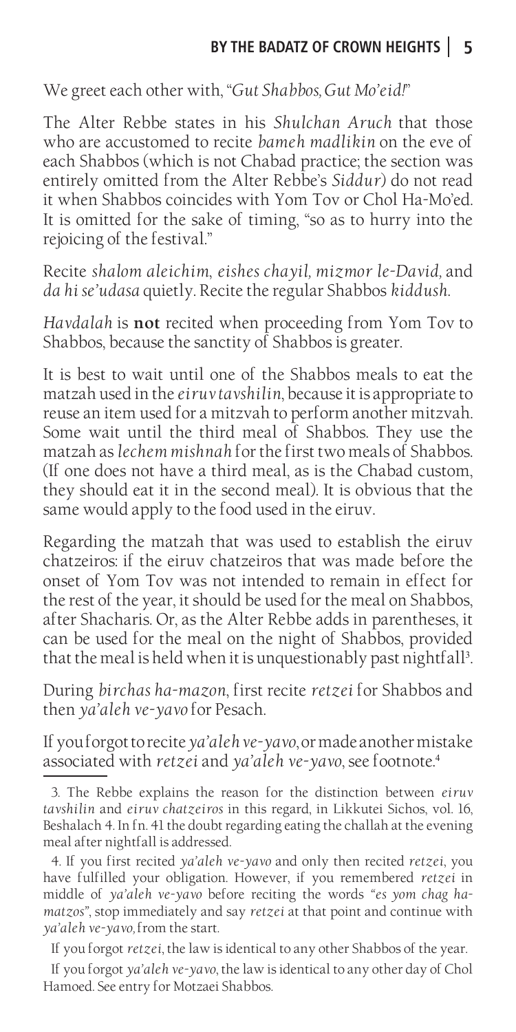We greet each other with, "*Gut Shabbos, Gut Mo'eid!*"

The Alter Rebbe states in his *Shulchan Aruch* that those who are accustomed to recite *bameh madlikin* on the eve of each Shabbos (which is not Chabad practice; the section was entirely omitted from the Alter Rebbe's *Siddur*) do not read it when Shabbos coincides with Yom Tov or Chol Ha-Mo'ed. It is omitted for the sake of timing, "so as to hurry into the rejoicing of the festival."

Recite *shalom aleichim, eishes chayil, mizmor le-David,* and *da hi se'udasa* quietly. Recite the regular Shabbos *kiddush*.

*Havdalah* is **not** recited when proceeding from Yom Tov to Shabbos, because the sanctity of Shabbos is greater.

It is best to wait until one of the Shabbos meals to eat the matzah used in the *eiruv tavshilin*, because it is appropriate to reuse an item used for a mitzvah to perform another mitzvah. Some wait until the third meal of Shabbos. They use the matzah as *lechem mishnah* for the first two meals of Shabbos. (If one does not have a third meal, as is the Chabad custom, they should eat it in the second meal). It is obvious that the same would apply to the food used in the eiruv.

Regarding the matzah that was used to establish the eiruv chatzeiros: if the eiruv chatzeiros that was made before the onset of Yom Tov was not intended to remain in effect for the rest of the year, it should be used for the meal on Shabbos, after Shacharis. Or, as the Alter Rebbe adds in parentheses, it can be used for the meal on the night of Shabbos, provided that the meal is held when it is unquestionably past nightfall[3].

During *birchas ha-mazon*, first recite *retzei* for Shabbos and then *ya'aleh ve-yavo* for Pesach.

If you forgot to recite *ya'aleh ve-yavo*, or made another mistake associated with *retzei* and *ya'aleh ve-yavo*, see footnote.[4]

---

3. The Rebbe explains the reason for the distinction between *eiruv tavshilin* and *eiruv chatzeiros* in this regard, in Likkutei Sichos, vol. 16, Beshalach 4. In fn. 41 the doubt regarding eating the challah at the evening meal after nightfall is addressed.

4. If you first recited *ya'aleh ve-yavo* and only then recited *retzei*, you have fulfilled your obligation. However, if you remembered *retzei* in middle of *ya'aleh ve-yavo* before reciting the words "*es yom chag ha-matzos*", stop immediately and say *retzei* at that point and continue with *ya'aleh ve-yavo,* from the start.

If you forgot *retzei*, the law is identical to any other Shabbos of the year.

If you forgot *ya'aleh ve-yavo*, the law is identical to any other day of Chol Hamoed. See entry for Motzaei Shabbos.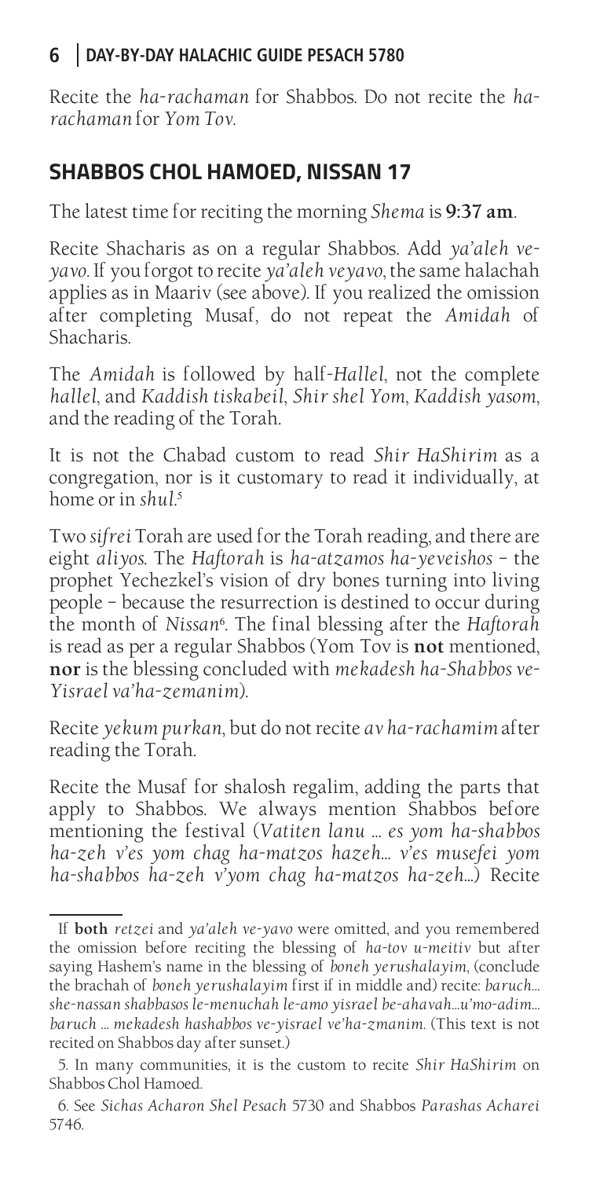Recite the *ha-rachaman* for Shabbos. Do not recite the *ha-rachaman* for *Yom Tov*.

## SHABBOS CHOL HAMOED, NISSAN 17

The latest time for reciting the morning *Shema* is **9:37 am**.

Recite Shacharis as on a regular Shabbos. Add *ya'aleh ve-yavo*. If you forgot to recite *ya'aleh ve yavo*, the same halachah applies as in Maariv (see above). If you realized the omission after completing Musaf, do not repeat the *Amidah* of Shacharis.

The *Amidah* is followed by half-*Hallel*, not the complete *hallel*, and *Kaddish tiskabeil*, *Shir shel Yom*, *Kaddish yasom*, and the reading of the Torah.

It is not the Chabad custom to read *Shir HaShirim* as a congregation, nor is it customary to read it individually, at home or in *shul*.[5]

Two *sifrei* Torah are used for the Torah reading, and there are eight *aliyos*. The *Haftorah* is *ha-atzamos ha-yeveishos* – the prophet Yechezkel's vision of dry bones turning into living people – because the resurrection is destined to occur during the month of *Nissan*[6]. The final blessing after the *Haftorah* is read as per a regular Shabbos (Yom Tov is **not** mentioned, **nor** is the blessing concluded with *mekadesh ha-Shabbos ve-Yisrael va'ha-zemanim*).

Recite *yekum purkan*, but do not recite *av ha-rachamim* after reading the Torah.

Recite the Musaf for shalosh regalim, adding the parts that apply to Shabbos. We always mention Shabbos before mentioning the festival (*Vatiten lanu ... es yom ha-shabbos ha-zeh v'es yom chag ha-matzos hazeh... v'es musefei yom ha-shabbos ha-zeh v'yom chag ha-matzos ha-zeh...*) Recite

---

If **both** *retzei* and *ya'aleh ve-yavo* were omitted, and you remembered the omission before reciting the blessing of *ha-tov u-meitiv* but after saying Hashem's name in the blessing of *boneh yerushalayim*, (conclude the brachah of *boneh yerushalayim* first if in middle and) recite: *baruch... she-nassan shabbasos le-menuchah le-amo yisrael be-ahavah...u'mo-adim... baruch ... mekadesh hashabbos ve-yisrael ve'ha-zmanim*. (This text is not recited on Shabbos day after sunset.)

5. In many communities, it is the custom to recite *Shir HaShirim* on Shabbos Chol Hamoed.

6. See *Sichas Acharon Shel Pesach* 5730 and Shabbos *Parashas Acharei* 5746.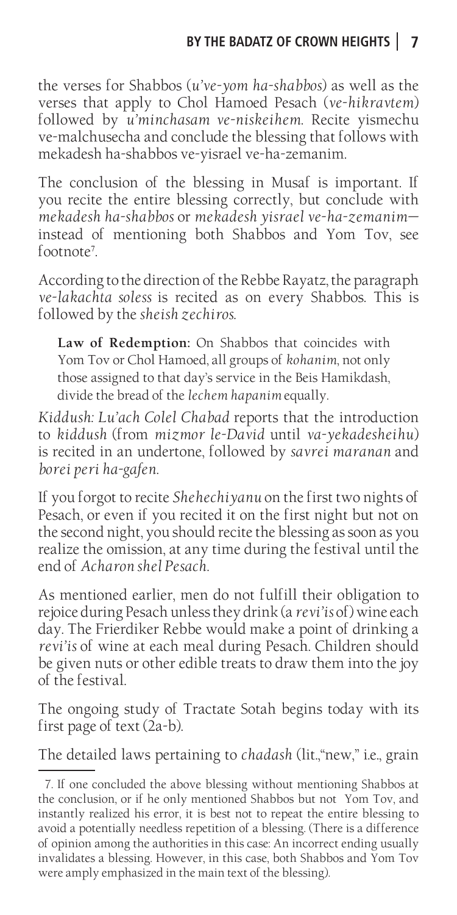the verses for Shabbos (*u've-yom ha-shabbos*) as well as the verses that apply to Chol Hamoed Pesach (*ve-hikravtem*) followed by *u'minchasam ve-niskeihem*. Recite yismechu ve-malchusecha and conclude the blessing that follows with mekadesh ha-shabbos ve-yisrael ve-ha-zemanim.

The conclusion of the blessing in Musaf is important. If you recite the entire blessing correctly, but conclude with *mekadesh ha-shabbos* or *mekadesh yisrael ve-ha-zemanim*—instead of mentioning both Shabbos and Yom Tov, see footnote[7].

According to the direction of the Rebbe Rayatz, the paragraph *ve-lakachta soless* is recited as on every Shabbos. This is followed by the *sheish zechiros*.

> **Law of Redemption:** On Shabbos that coincides with Yom Tov or Chol Hamoed, all groups of *kohanim*, not only those assigned to that day's service in the Beis Hamikdash, divide the bread of the *lechem hapanim* equally.

*Kiddush: Lu'ach Colel Chabad* reports that the introduction to *kiddush* (from *mizmor le-David* until *va-yekadesheihu*) is recited in an undertone, followed by *savrei maranan* and *borei peri ha-gafen*.

If you forgot to recite *Shehechiyanu* on the first two nights of Pesach, or even if you recited it on the first night but not on the second night, you should recite the blessing as soon as you realize the omission, at any time during the festival until the end of *Acharon shel Pesach*.

As mentioned earlier, men do not fulfill their obligation to rejoice during Pesach unless they drink (a *revi'is* of) wine each day. The Frierdiker Rebbe would make a point of drinking a *revi'is* of wine at each meal during Pesach. Children should be given nuts or other edible treats to draw them into the joy of the festival.

The ongoing study of Tractate Sotah begins today with its first page of text (2a-b).

The detailed laws pertaining to *chadash* (lit.,"new," i.e., grain

---

7. If one concluded the above blessing without mentioning Shabbos at the conclusion, or if he only mentioned Shabbos but not Yom Tov, and instantly realized his error, it is best not to repeat the entire blessing to avoid a potentially needless repetition of a blessing. (There is a difference of opinion among the authorities in this case: An incorrect ending usually invalidates a blessing. However, in this case, both Shabbos and Yom Tov were amply emphasized in the main text of the blessing).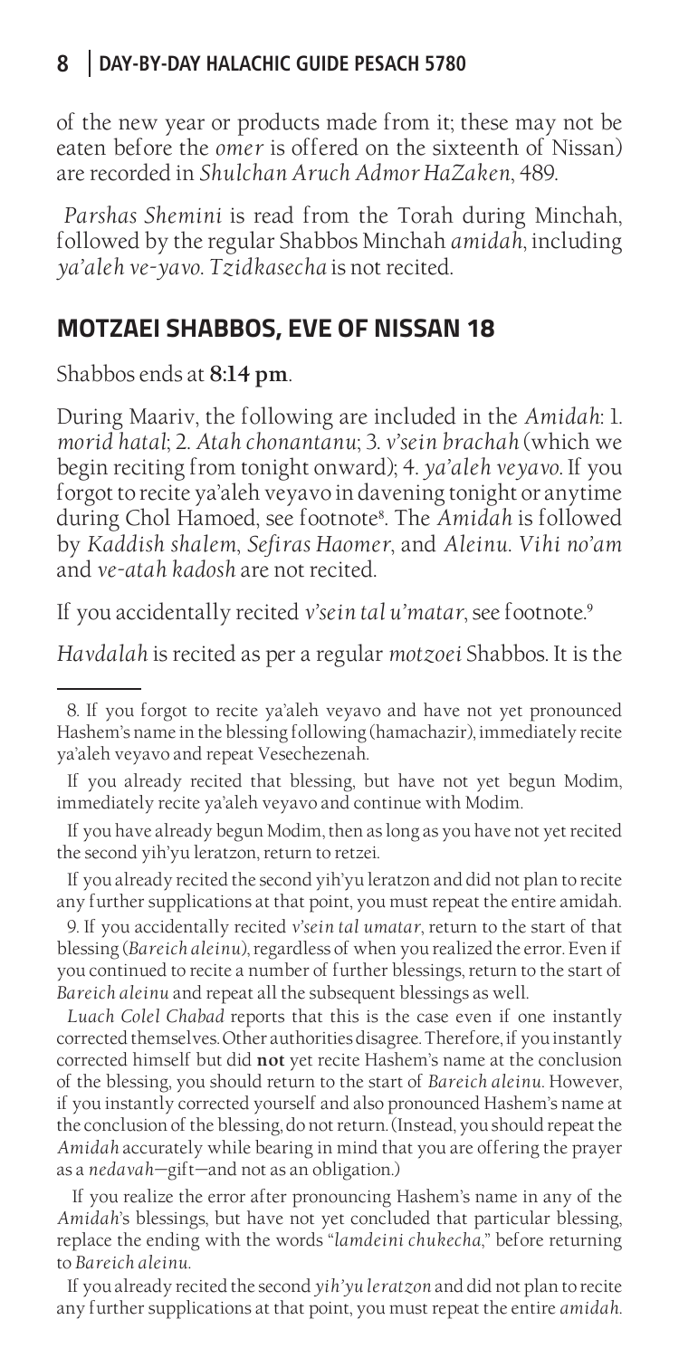of the new year or products made from it; these may not be eaten before the *omer* is offered on the sixteenth of Nissan) are recorded in *Shulchan Aruch Admor HaZaken*, 489.

*Parshas Shemini* is read from the Torah during Minchah, followed by the regular Shabbos Minchah *amidah*, including *ya'aleh ve-yavo*. *Tzidkasecha* is not recited.

## MOTZAEI SHABBOS, EVE OF NISSAN 18

Shabbos ends at **8:14 pm**.

During Maariv, the following are included in the *Amidah*: 1. *morid hatal*; 2. *Atah chonantanu*; 3. *v'sein brachah* (which we begin reciting from tonight onward); 4. *ya'aleh veyavo*. If you forgot to recite ya'aleh veyavo in davening tonight or anytime during Chol Hamoed, see footnote[8]. The *Amidah* is followed by *Kaddish shalem*, *Sefiras Haomer*, and *Aleinu*. *Vihi no'am* and *ve-atah kadosh* are not recited.

If you accidentally recited *v'sein tal u'matar*, see footnote.[9]

*Havdalah* is recited as per a regular *motzoei* Shabbos. It is the

---

8. If you forgot to recite ya'aleh veyavo and have not yet pronounced Hashem's name in the blessing following (hamachazir), immediately recite ya'aleh veyavo and repeat Vesechezenah.

If you already recited that blessing, but have not yet begun Modim, immediately recite ya'aleh veyavo and continue with Modim.

If you have already begun Modim, then as long as you have not yet recited the second yih'yu leratzon, return to retzei.

If you already recited the second yih'yu leratzon and did not plan to recite any further supplications at that point, you must repeat the entire amidah.

9. If you accidentally recited *v'sein tal umatar*, return to the start of that blessing (*Bareich aleinu*), regardless of when you realized the error. Even if you continued to recite a number of further blessings, return to the start of *Bareich aleinu* and repeat all the subsequent blessings as well.

*Luach Colel Chabad* reports that this is the case even if one instantly corrected themselves. Other authorities disagree. Therefore, if you instantly corrected himself but did **not** yet recite Hashem's name at the conclusion of the blessing, you should return to the start of *Bareich aleinu*. However, if you instantly corrected yourself and also pronounced Hashem's name at the conclusion of the blessing, do not return. (Instead, you should repeat the *Amidah* accurately while bearing in mind that you are offering the prayer as a *nedavah*—gift—and not as an obligation.)

If you realize the error after pronouncing Hashem's name in any of the *Amidah*'s blessings, but have not yet concluded that particular blessing, replace the ending with the words "*lamdeini chukecha*," before returning to *Bareich aleinu*.

If you already recited the second *yih'yu leratzon* and did not plan to recite any further supplications at that point, you must repeat the entire *amidah*.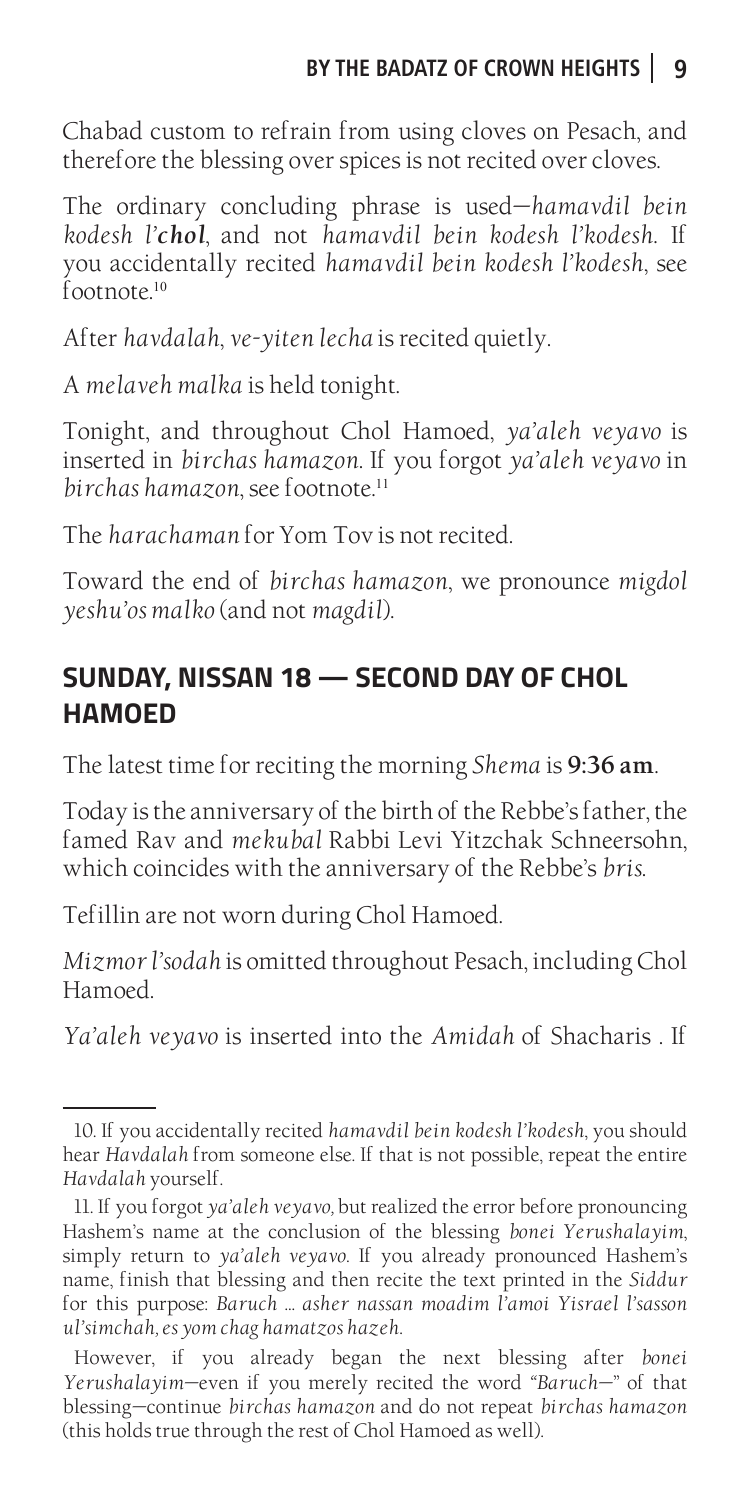Chabad custom to refrain from using cloves on Pesach, and therefore the blessing over spices is not recited over cloves.

The ordinary concluding phrase is used—*hamavdil bein kodesh l'**chol***, and not *hamavdil bein kodesh l'kodesh*. If you accidentally recited *hamavdil bein kodesh l'kodesh*, see footnote.[10]

After *havdalah*, *ve-yiten lecha* is recited quietly.

A *melaveh malka* is held tonight.

Tonight, and throughout Chol Hamoed, *ya'aleh veyavo* is inserted in *birchas hamazon*. If you forgot *ya'aleh veyavo* in *birchas hamazon*, see footnote.[11]

The *harachaman* for Yom Tov is not recited.

Toward the end of *birchas hamazon*, we pronounce *migdol yeshu'os malko* (and not *magdil*).

## SUNDAY, NISSAN 18 — SECOND DAY OF CHOL HAMOED

The latest time for reciting the morning *Shema* is **9:36 am**.

Today is the anniversary of the birth of the Rebbe's father, the famed Rav and *mekubal* Rabbi Levi Yitzchak Schneersohn, which coincides with the anniversary of the Rebbe's *bris*.

Tefillin are not worn during Chol Hamoed.

*Mizmor l'sodah* is omitted throughout Pesach, including Chol Hamoed.

*Ya'aleh veyavo* is inserted into the *Amidah* of Shacharis . If

---

10. If you accidentally recited *hamavdil bein kodesh l'kodesh*, you should hear *Havdalah* from someone else. If that is not possible, repeat the entire *Havdalah* yourself.

11. If you forgot *ya'aleh veyavo,* but realized the error before pronouncing Hashem's name at the conclusion of the blessing *bonei Yerushalayim*, simply return to *ya'aleh veyavo*. If you already pronounced Hashem's name, finish that blessing and then recite the text printed in the *Siddur* for this purpose: *Baruch … asher nassan moadim l'amoi Yisrael l'sasson ul'simchah, es yom chag hamatzos hazeh*.

However, if you already began the next blessing after *bonei Yerushalayim*—even if you merely recited the word "*Baruch*—" of that blessing—continue *birchas hamazon* and do not repeat *birchas hamazon* (this holds true through the rest of Chol Hamoed as well).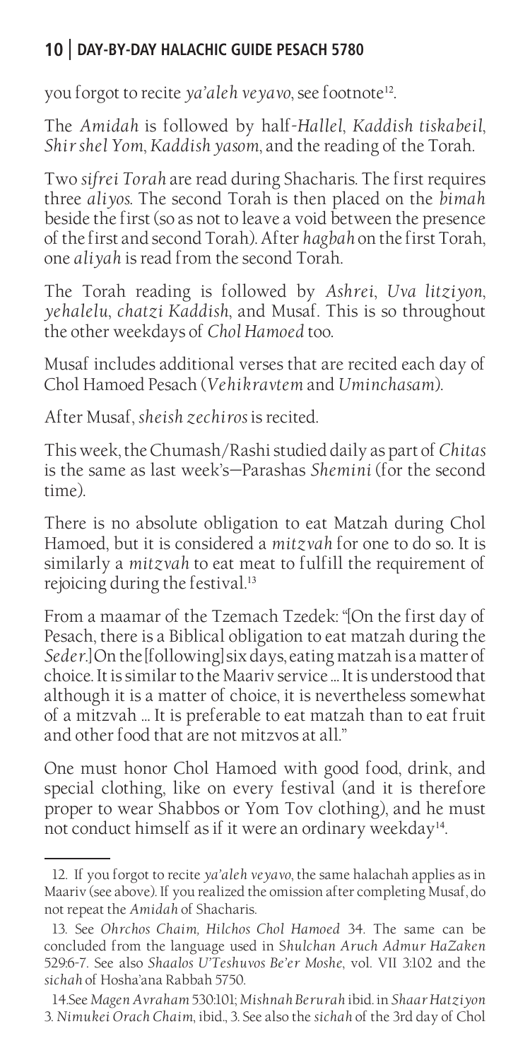you forgot to recite *ya'aleh veyavo*, see footnote[12].

The *Amidah* is followed by half-*Hallel*, *Kaddish tiskabeil*, *Shir shel Yom*, *Kaddish yasom*, and the reading of the Torah.

Two *sifrei Torah* are read during Shacharis. The first requires three *aliyos*. The second Torah is then placed on the *bimah* beside the first (so as not to leave a void between the presence of the first and second Torah). After *hagbah* on the first Torah, one *aliyah* is read from the second Torah.

The Torah reading is followed by *Ashrei*, *Uva litziyon*, *yehalelu*, *chatzi Kaddish*, and Musaf. This is so throughout the other weekdays of *Chol Hamoed* too.

Musaf includes additional verses that are recited each day of Chol Hamoed Pesach (*Vehikravtem* and *Uminchasam*).

After Musaf, *sheish zechiros* is recited.

This week, the Chumash/Rashi studied daily as part of *Chitas* is the same as last week's—Parashas *Shemini* (for the second time).

There is no absolute obligation to eat Matzah during Chol Hamoed, but it is considered a *mitzvah* for one to do so. It is similarly a *mitzvah* to eat meat to fulfill the requirement of rejoicing during the festival.[13]

From a maamar of the Tzemach Tzedek: "[On the first day of Pesach, there is a Biblical obligation to eat matzah during the *Seder*.] On the [following] six days, eating matzah is a matter of choice. It is similar to the Maariv service ... It is understood that although it is a matter of choice, it is nevertheless somewhat of a mitzvah ... It is preferable to eat matzah than to eat fruit and other food that are not mitzvos at all."

One must honor Chol Hamoed with good food, drink, and special clothing, like on every festival (and it is therefore proper to wear Shabbos or Yom Tov clothing), and he must not conduct himself as if it were an ordinary weekday[14].

---

12. If you forgot to recite *ya'aleh veyavo*, the same halachah applies as in Maariv (see above). If you realized the omission after completing Musaf, do not repeat the *Amidah* of Shacharis.

13. See *Ohrchos Chaim, Hilchos Chol Hamoed* 34. The same can be concluded from the language used in *Shulchan Aruch Admur HaZaken* 529:6-7. See also *Shaalos U'Teshuvos Be'er Moshe*, vol. VII 3:102 and the *sichah* of Hosha'ana Rabbah 5750.

14. See *Magen Avraham* 530:101; *Mishnah Berurah* ibid. in *Shaar Hatziyon* 3. *Nimukei Orach Chaim*, ibid., 3. See also the *sichah* of the 3rd day of Chol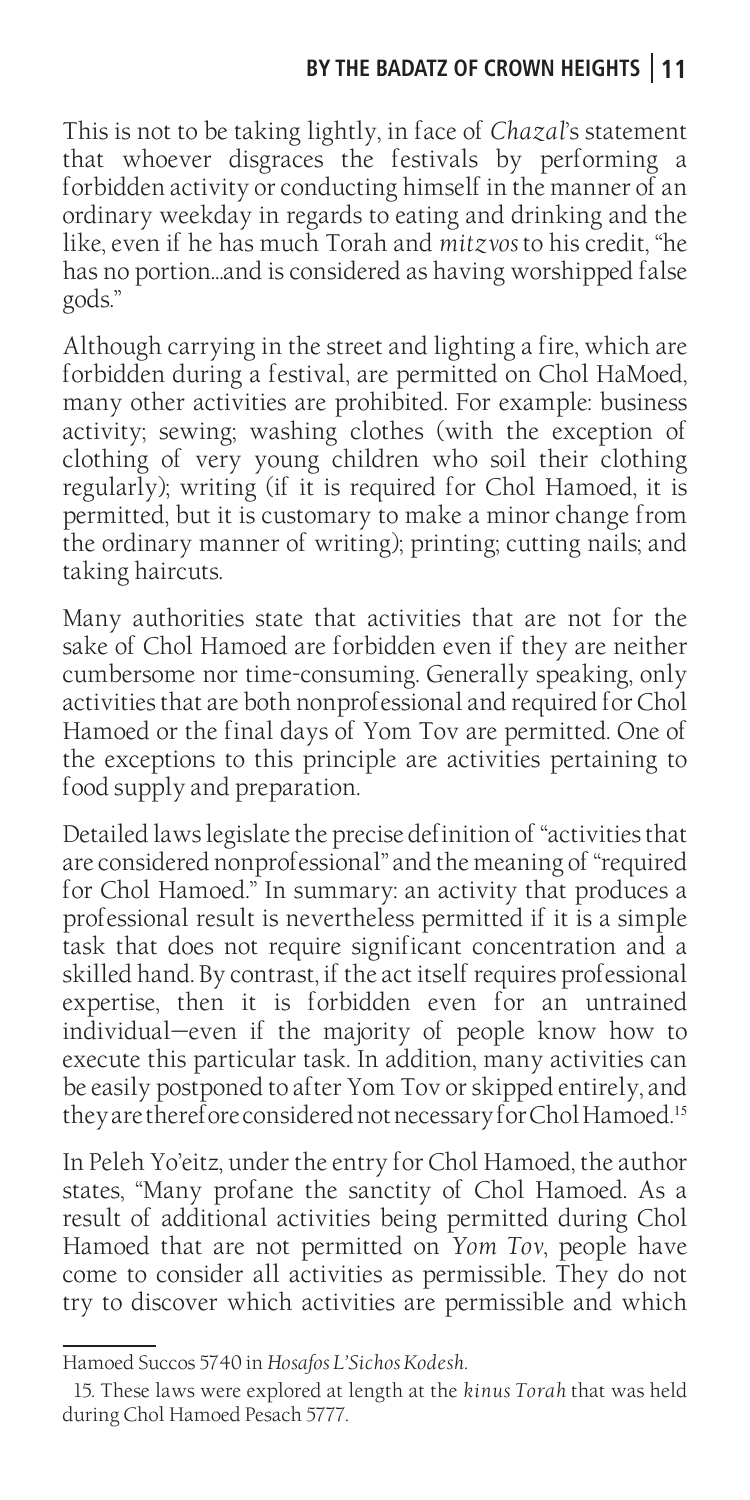This is not to be taking lightly, in face of *Chazal*'s statement that whoever disgraces the festivals by performing a forbidden activity or conducting himself in the manner of an ordinary weekday in regards to eating and drinking and the like, even if he has much Torah and *mitzvos* to his credit, "he has no portion...and is considered as having worshipped false gods."

Although carrying in the street and lighting a fire, which are forbidden during a festival, are permitted on Chol HaMoed, many other activities are prohibited. For example: business activity; sewing; washing clothes (with the exception of clothing of very young children who soil their clothing regularly); writing (if it is required for Chol Hamoed, it is permitted, but it is customary to make a minor change from the ordinary manner of writing); printing; cutting nails; and taking haircuts.

Many authorities state that activities that are not for the sake of Chol Hamoed are forbidden even if they are neither cumbersome nor time-consuming. Generally speaking, only activities that are both nonprofessional and required for Chol Hamoed or the final days of Yom Tov are permitted. One of the exceptions to this principle are activities pertaining to food supply and preparation.

Detailed laws legislate the precise definition of "activities that are considered nonprofessional" and the meaning of "required for Chol Hamoed." In summary: an activity that produces a professional result is nevertheless permitted if it is a simple task that does not require significant concentration and a skilled hand. By contrast, if the act itself requires professional expertise, then it is forbidden even for an untrained individual—even if the majority of people know how to execute this particular task. In addition, many activities can be easily postponed to after Yom Tov or skipped entirely, and they are therefore considered not necessary for Chol Hamoed.[15]

In Peleh Yo'eitz, under the entry for Chol Hamoed, the author states, "Many profane the sanctity of Chol Hamoed. As a result of additional activities being permitted during Chol Hamoed that are not permitted on *Yom Tov*, people have come to consider all activities as permissible. They do not try to discover which activities are permissible and which

---

Hamoed Succos 5740 in *Hosafos L'Sichos Kodesh*.

15. These laws were explored at length at the *kinus Torah* that was held during Chol Hamoed Pesach 5777.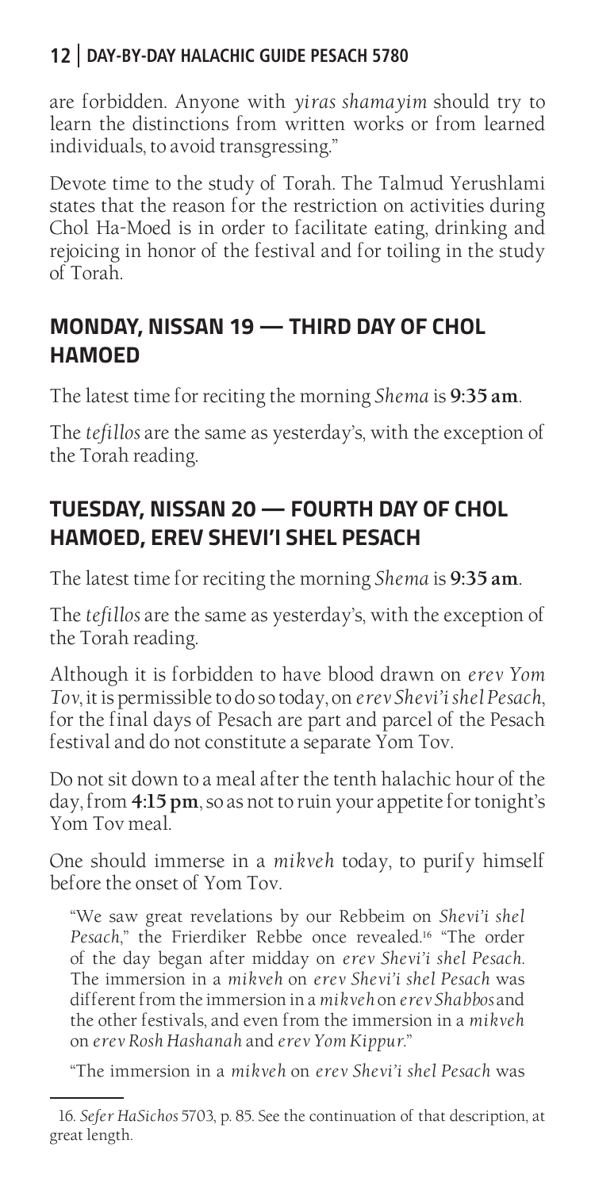are forbidden. Anyone with *yiras shamayim* should try to learn the distinctions from written works or from learned individuals, to avoid transgressing."

Devote time to the study of Torah. The Talmud Yerushlami states that the reason for the restriction on activities during Chol Ha-Moed is in order to facilitate eating, drinking and rejoicing in honor of the festival and for toiling in the study of Torah.

## MONDAY, NISSAN 19 — THIRD DAY OF CHOL HAMOED

The latest time for reciting the morning *Shema* is **9:35 am**.

The *tefillos* are the same as yesterday's, with the exception of the Torah reading.

## TUESDAY, NISSAN 20 — FOURTH DAY OF CHOL HAMOED, EREV SHEVI'I SHEL PESACH

The latest time for reciting the morning *Shema* is **9:35 am**.

The *tefillos* are the same as yesterday's, with the exception of the Torah reading.

Although it is forbidden to have blood drawn on *erev Yom Tov*, it is permissible to do so today, on *erev Shevi'i shel Pesach*, for the final days of Pesach are part and parcel of the Pesach festival and do not constitute a separate Yom Tov.

Do not sit down to a meal after the tenth halachic hour of the day, from **4:15 pm**, so as not to ruin your appetite for tonight's Yom Tov meal.

One should immerse in a *mikveh* today, to purify himself before the onset of Yom Tov.

> "We saw great revelations by our Rebbeim on *Shevi'i shel Pesach*," the Frierdiker Rebbe once revealed.[16] "The order of the day began after midday on *erev Shevi'i shel Pesach*. The immersion in a *mikveh* on *erev Shevi'i shel Pesach* was different from the immersion in a *mikveh* on *erev Shabbos* and the other festivals, and even from the immersion in a *mikveh* on *erev Rosh Hashanah* and *erev Yom Kippur*."
>
> "The immersion in a *mikveh* on *erev Shevi'i shel Pesach* was

---

16. *Sefer HaSichos* 5703, p. 85. See the continuation of that description, at great length.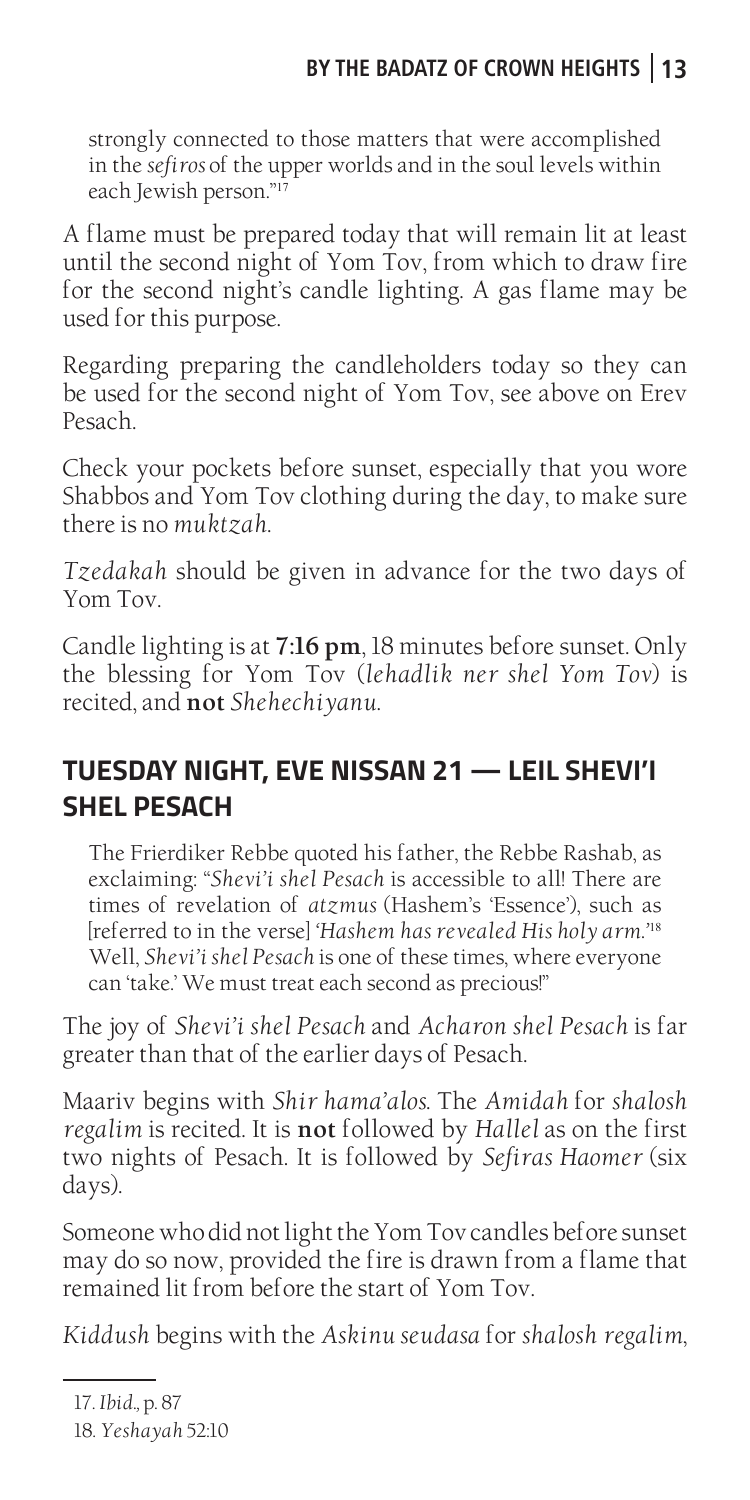strongly connected to those matters that were accomplished in the *sefiros* of the upper worlds and in the soul levels within each Jewish person."[17]

A flame must be prepared today that will remain lit at least until the second night of Yom Tov, from which to draw fire for the second night's candle lighting. A gas flame may be used for this purpose.

Regarding preparing the candleholders today so they can be used for the second night of Yom Tov, see above on Erev Pesach.

Check your pockets before sunset, especially that you wore Shabbos and Yom Tov clothing during the day, to make sure there is no *muktzah*.

*Tzedakah* should be given in advance for the two days of Yom Tov.

Candle lighting is at **7:16 pm**, 18 minutes before sunset. Only the blessing for Yom Tov (*lehadlik ner shel Yom Tov*) is recited, and **not** *Shehechiyanu*.

## TUESDAY NIGHT, EVE NISSAN 21 — LEIL SHEVI'I SHEL PESACH

The Frierdiker Rebbe quoted his father, the Rebbe Rashab, as exclaiming: "*Shevi'i shel Pesach* is accessible to all! There are times of revelation of *atzmus* (Hashem's 'Essence'), such as [referred to in the verse] '*Hashem has revealed His holy arm*.'[18] Well, *Shevi'i shel Pesach* is one of these times, where everyone can 'take.' We must treat each second as precious!"

The joy of *Shevi'i shel Pesach* and *Acharon shel Pesach* is far greater than that of the earlier days of Pesach.

Maariv begins with *Shir hama'alos*. The *Amidah* for *shalosh regalim* is recited. It is **not** followed by *Hallel* as on the first two nights of Pesach. It is followed by *Sefiras Haomer* (six days).

Someone who did not light the Yom Tov candles before sunset may do so now, provided the fire is drawn from a flame that remained lit from before the start of Yom Tov.

*Kiddush* begins with the *Askinu seudasa* for *shalosh regalim*,

---

17. *Ibid.*, p. 87

18. *Yeshayah* 52:10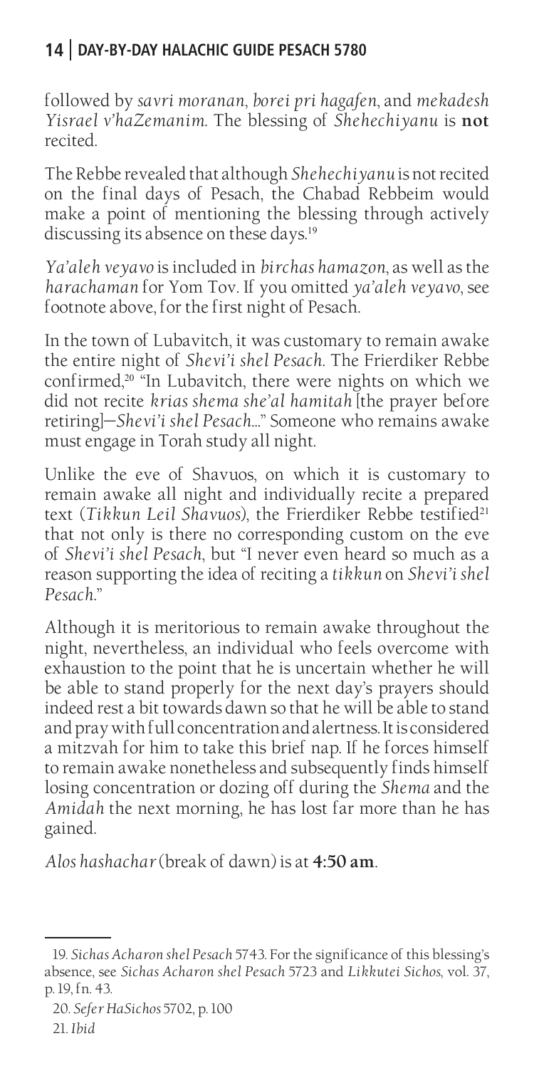followed by *savri moranan*, *borei pri hagafen*, and *mekadesh Yisrael v'haZemanim*. The blessing of *Shehechiyanu* is **not** recited.

The Rebbe revealed that although *Shehechiyanu* is not recited on the final days of Pesach, the Chabad Rebbeim would make a point of mentioning the blessing through actively discussing its absence on these days.[19]

*Ya'aleh veyavo* is included in *birchas hamazon*, as well as the *harachaman* for Yom Tov. If you omitted *ya'aleh veyavo*, see footnote above, for the first night of Pesach.

In the town of Lubavitch, it was customary to remain awake the entire night of *Shevi'i shel Pesach*. The Frierdiker Rebbe confirmed,[20] "In Lubavitch, there were nights on which we did not recite *krias shema she'al hamitah* [the prayer before retiring]—*Shevi'i shel Pesach*..." Someone who remains awake must engage in Torah study all night.

Unlike the eve of Shavuos, on which it is customary to remain awake all night and individually recite a prepared text (*Tikkun Leil Shavuos*), the Frierdiker Rebbe testified[21] that not only is there no corresponding custom on the eve of *Shevi'i shel Pesach*, but "I never even heard so much as a reason supporting the idea of reciting a *tikkun* on *Shevi'i shel Pesach*."

Although it is meritorious to remain awake throughout the night, nevertheless, an individual who feels overcome with exhaustion to the point that he is uncertain whether he will be able to stand properly for the next day's prayers should indeed rest a bit towards dawn so that he will be able to stand and pray with full concentration and alertness. It is considered a mitzvah for him to take this brief nap. If he forces himself to remain awake nonetheless and subsequently finds himself losing concentration or dozing off during the *Shema* and the *Amidah* the next morning, he has lost far more than he has gained.

*Alos hashachar* (break of dawn) is at **4:50 am**.

---

19. *Sichas Acharon shel Pesach* 5743. For the significance of this blessing's absence, see *Sichas Acharon shel Pesach* 5723 and *Likkutei Sichos*, vol. 37, p. 19, fn. 43.

20. *Sefer HaSichos* 5702, p. 100

21. *Ibid*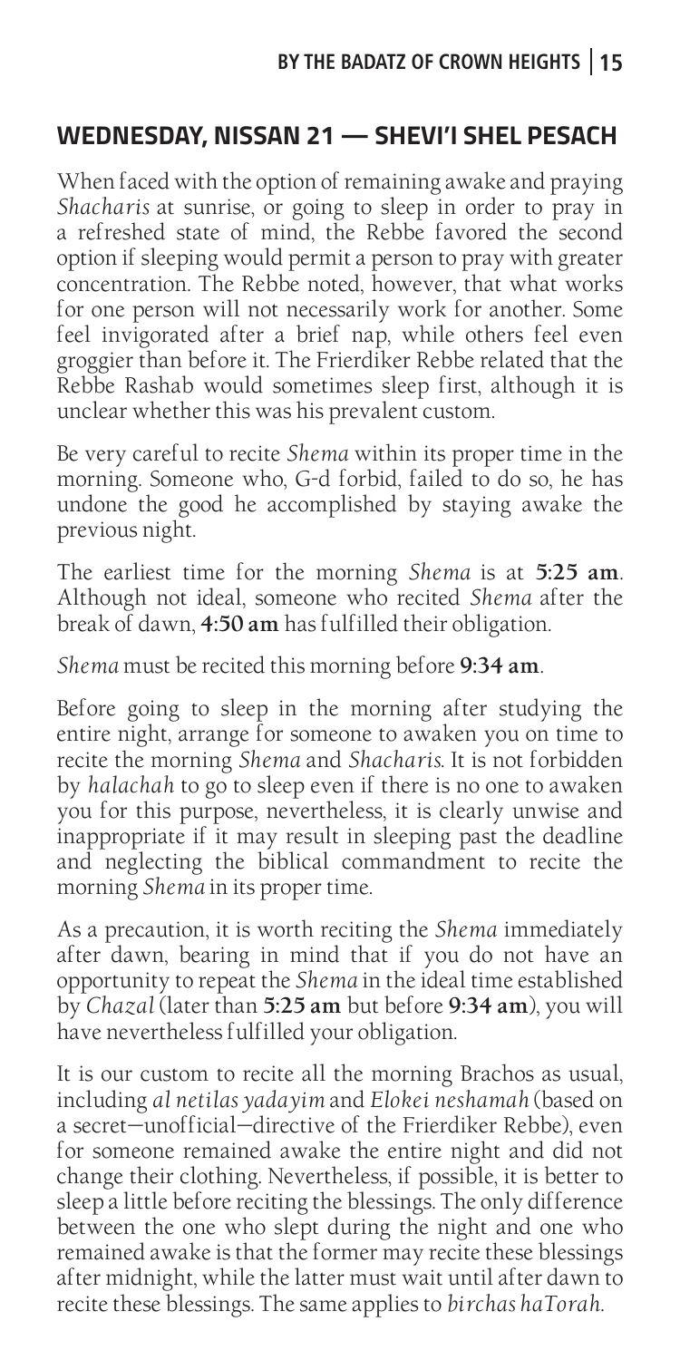## WEDNESDAY, NISSAN 21 — SHEVI'I SHEL PESACH

When faced with the option of remaining awake and praying *Shacharis* at sunrise, or going to sleep in order to pray in a refreshed state of mind, the Rebbe favored the second option if sleeping would permit a person to pray with greater concentration. The Rebbe noted, however, that what works for one person will not necessarily work for another. Some feel invigorated after a brief nap, while others feel even groggier than before it. The Frierdiker Rebbe related that the Rebbe Rashab would sometimes sleep first, although it is unclear whether this was his prevalent custom.

Be very careful to recite *Shema* within its proper time in the morning. Someone who, G-d forbid, failed to do so, he has undone the good he accomplished by staying awake the previous night.

The earliest time for the morning *Shema* is at **5:25 am**. Although not ideal, someone who recited *Shema* after the break of dawn, **4:50 am** has fulfilled their obligation.

*Shema* must be recited this morning before **9:34 am**.

Before going to sleep in the morning after studying the entire night, arrange for someone to awaken you on time to recite the morning *Shema* and *Shacharis*. It is not forbidden by *halachah* to go to sleep even if there is no one to awaken you for this purpose, nevertheless, it is clearly unwise and inappropriate if it may result in sleeping past the deadline and neglecting the biblical commandment to recite the morning *Shema* in its proper time.

As a precaution, it is worth reciting the *Shema* immediately after dawn, bearing in mind that if you do not have an opportunity to repeat the *Shema* in the ideal time established by *Chazal* (later than **5:25 am** but before **9:34 am**), you will have nevertheless fulfilled your obligation.

It is our custom to recite all the morning Brachos as usual, including *al netilas yadayim* and *Elokei neshamah* (based on a secret—unofficial—directive of the Frierdiker Rebbe), even for someone remained awake the entire night and did not change their clothing. Nevertheless, if possible, it is better to sleep a little before reciting the blessings. The only difference between the one who slept during the night and one who remained awake is that the former may recite these blessings after midnight, while the latter must wait until after dawn to recite these blessings. The same applies to *birchas haTorah*.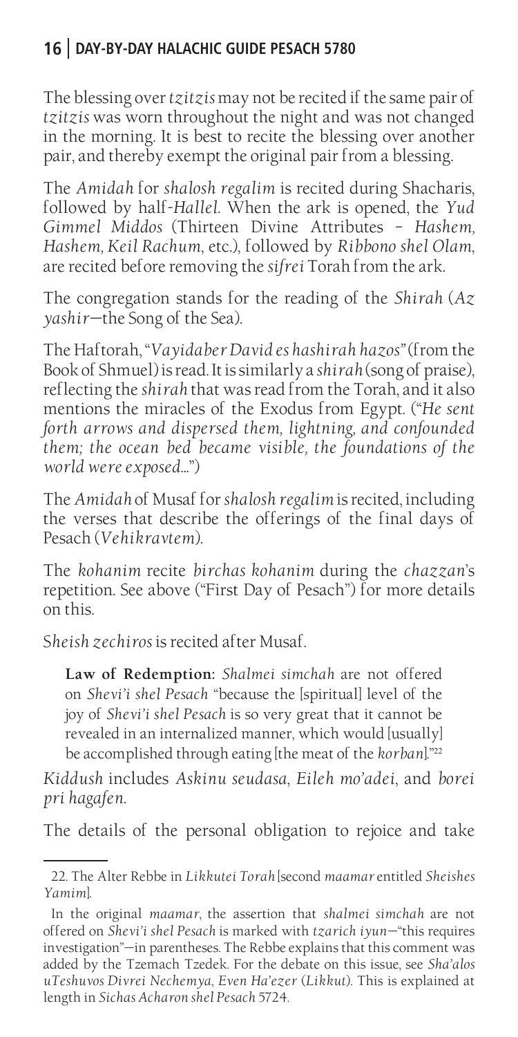The blessing over *tzitzis* may not be recited if the same pair of *tzitzis* was worn throughout the night and was not changed in the morning. It is best to recite the blessing over another pair, and thereby exempt the original pair from a blessing.

The *Amidah* for *shalosh regalim* is recited during Shacharis, followed by half-*Hallel*. When the ark is opened, the *Yud Gimmel Middos* (Thirteen Divine Attributes – *Hashem, Hashem, Keil Rachum*, etc.), followed by *Ribbono shel Olam*, are recited before removing the *sifrei* Torah from the ark.

The congregation stands for the reading of the *Shirah* (*Az yashir*—the Song of the Sea).

The Haftorah, "*Vayidaber David es hashirah hazos*" (from the Book of Shmuel) is read. It is similarly a *shirah* (song of praise), reflecting the *shirah* that was read from the Torah, and it also mentions the miracles of the Exodus from Egypt. ("*He sent forth arrows and dispersed them, lightning, and confounded them; the ocean bed became visible, the foundations of the world were exposed...*")

The *Amidah* of Musaf for *shalosh regalim* is recited, including the verses that describe the offerings of the final days of Pesach (*Vehikravtem*).

The *kohanim* recite *birchas kohanim* during the *chazzan*'s repetition. See above ("First Day of Pesach") for more details on this.

*Sheish zechiros* is recited after Musaf.

> **Law of Redemption:** *Shalmei simchah* are not offered on *Shevi'i shel Pesach* "because the [spiritual] level of the joy of *Shevi'i shel Pesach* is so very great that it cannot be revealed in an internalized manner, which would [usually] be accomplished through eating [the meat of the *korban*]."[22]

*Kiddush* includes *Askinu seudasa*, *Eileh mo'adei*, and *borei pri hagafen*.

The details of the personal obligation to rejoice and take

---

22. The Alter Rebbe in *Likkutei Torah* [second *maamar* entitled *Sheishes Yamim*].

In the original *maamar*, the assertion that *shalmei simchah* are not offered on *Shevi'i shel Pesach* is marked with *tzarich iyun*—"this requires investigation"—in parentheses. The Rebbe explains that this comment was added by the Tzemach Tzedek. For the debate on this issue, see *Sha'alos uTeshuvos Divrei Nechemya*, *Even Ha'ezer* (*Likkut*). This is explained at length in *Sichas Acharon shel Pesach* 5724.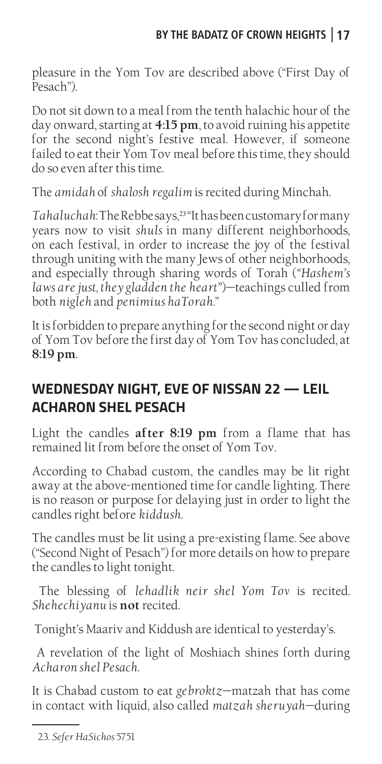pleasure in the Yom Tov are described above ("First Day of Pesach").

Do not sit down to a meal from the tenth halachic hour of the day onward, starting at **4:15 pm**, to avoid ruining his appetite for the second night's festive meal. However, if someone failed to eat their Yom Tov meal before this time, they should do so even after this time.

The *amidah* of *shalosh regalim* is recited during Minchah.

*Tahaluchah*: The Rebbe says,[23] "It has been customary for many years now to visit *shuls* in many different neighborhoods, on each festival, in order to increase the joy of the festival through uniting with the many Jews of other neighborhoods, and especially through sharing words of Torah (*"Hashem's laws are just, they gladden the heart"*)—teachings culled from both *nigleh* and *penimius haTorah*."

It is forbidden to prepare anything for the second night or day of Yom Tov before the first day of Yom Tov has concluded, at **8:19 pm**.

## WEDNESDAY NIGHT, EVE OF NISSAN 22 — LEIL ACHARON SHEL PESACH

Light the candles **after 8:19 pm** from a flame that has remained lit from before the onset of Yom Tov.

According to Chabad custom, the candles may be lit right away at the above-mentioned time for candle lighting. There is no reason or purpose for delaying just in order to light the candles right before *kiddush*.

The candles must be lit using a pre-existing flame. See above ("Second Night of Pesach") for more details on how to prepare the candles to light tonight.

The blessing of *lehadlik neir shel Yom Tov* is recited. *Shehechiyanu* is **not** recited.

Tonight's Maariv and Kiddush are identical to yesterday's.

A revelation of the light of Moshiach shines forth during *Acharon shel Pesach*.

It is Chabad custom to eat *gebroktz*—matzah that has come in contact with liquid, also called *matzah sheruyah*—during

---

23. *Sefer HaSichos* 5751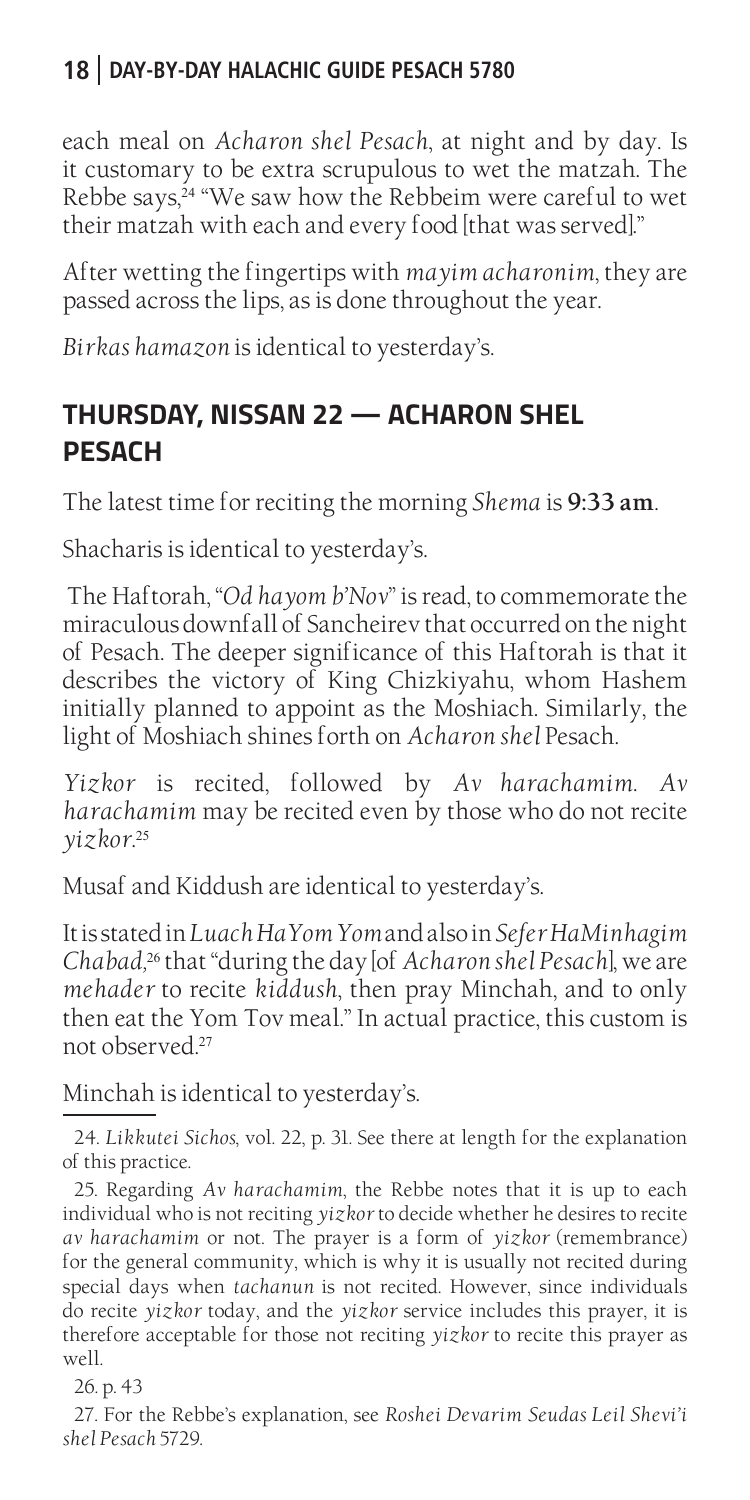each meal on *Acharon shel Pesach*, at night and by day. Is it customary to be extra scrupulous to wet the matzah. The Rebbe says,[24] "We saw how the Rebbeim were careful to wet their matzah with each and every food [that was served]."

After wetting the fingertips with *mayim acharonim*, they are passed across the lips, as is done throughout the year.

*Birkas hamazon* is identical to yesterday's.

## THURSDAY, NISSAN 22 — ACHARON SHEL PESACH

The latest time for reciting the morning *Shema* is **9:33 am**.

Shacharis is identical to yesterday's.

The Haftorah, "*Od hayom b'Nov*" is read, to commemorate the miraculous downfall of Sancheirev that occurred on the night of Pesach. The deeper significance of this Haftorah is that it describes the victory of King Chizkiyahu, whom Hashem initially planned to appoint as the Moshiach. Similarly, the light of Moshiach shines forth on *Acharon shel* Pesach.

*Yizkor* is recited, followed by *Av harachamim*. *Av harachamim* may be recited even by those who do not recite *yizkor*.[25]

Musaf and Kiddush are identical to yesterday's.

It is stated in *Luach HaYom Yom* and also in *Sefer HaMinhagim Chabad*,[26] that "during the day [of *Acharon shel Pesach*], we are *mehader* to recite *kiddush*, then pray Minchah, and to only then eat the Yom Tov meal." In actual practice, this custom is not observed.[27]

Minchah is identical to yesterday's.

---

24. *Likkutei Sichos*, vol. 22, p. 31. See there at length for the explanation of this practice.

25. Regarding *Av harachamim*, the Rebbe notes that it is up to each individual who is not reciting *yizkor* to decide whether he desires to recite *av harachamim* or not. The prayer is a form of *yizkor* (remembrance) for the general community, which is why it is usually not recited during special days when *tachanun* is not recited. However, since individuals do recite *yizkor* today, and the *yizkor* service includes this prayer, it is therefore acceptable for those not reciting *yizkor* to recite this prayer as well.

26. p. 43

27. For the Rebbe's explanation, see *Roshei Devarim Seudas Leil Shevi'i shel Pesach* 5729.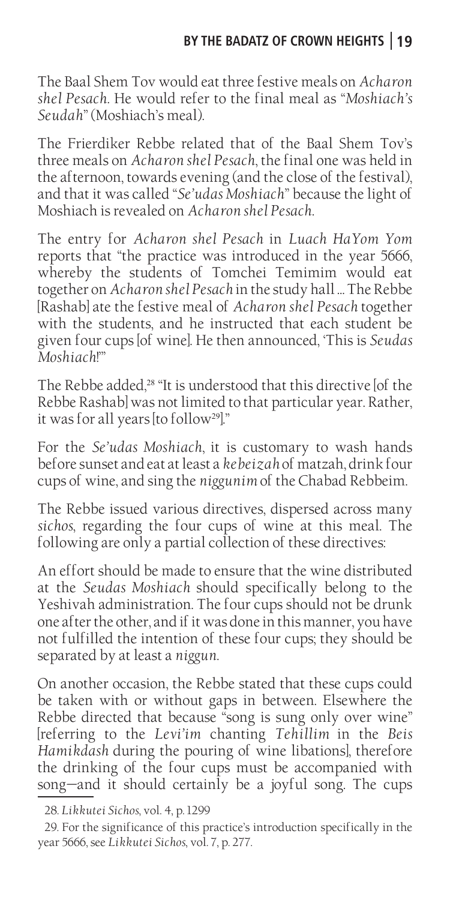The Baal Shem Tov would eat three festive meals on *Acharon shel Pesach*. He would refer to the final meal as "*Moshiach's Seudah*" (Moshiach's meal).

The Frierdiker Rebbe related that of the Baal Shem Tov's three meals on *Acharon shel Pesach*, the final one was held in the afternoon, towards evening (and the close of the festival), and that it was called "*Se'udas Moshiach*" because the light of Moshiach is revealed on *Acharon shel Pesach*.

The entry for *Acharon shel Pesach* in *Luach HaYom Yom* reports that "the practice was introduced in the year 5666, whereby the students of Tomchei Temimim would eat together on *Acharon shel Pesach* in the study hall ... The Rebbe [Rashab] ate the festive meal of *Acharon shel Pesach* together with the students, and he instructed that each student be given four cups [of wine]. He then announced, 'This is *Seudas Moshiach*!'"

The Rebbe added,[28] "It is understood that this directive [of the Rebbe Rashab] was not limited to that particular year. Rather, it was for all years [to follow[29]]."

For the *Se'udas Moshiach*, it is customary to wash hands before sunset and eat at least a *kebeizah* of matzah, drink four cups of wine, and sing the *niggunim* of the Chabad Rebbeim.

The Rebbe issued various directives, dispersed across many *sichos*, regarding the four cups of wine at this meal. The following are only a partial collection of these directives:

An effort should be made to ensure that the wine distributed at the *Seudas Moshiach* should specifically belong to the Yeshivah administration. The four cups should not be drunk one after the other, and if it was done in this manner, you have not fulfilled the intention of these four cups; they should be separated by at least a *niggun*.

On another occasion, the Rebbe stated that these cups could be taken with or without gaps in between. Elsewhere the Rebbe directed that because "song is sung only over wine" [referring to the *Levi'im* chanting *Tehillim* in the *Beis Hamikdash* during the pouring of wine libations], therefore the drinking of the four cups must be accompanied with song—and it should certainly be a joyful song. The cups

---

28. *Likkutei Sichos*, vol. 4, p. 1299

29. For the significance of this practice's introduction specifically in the year 5666, see *Likkutei Sichos*, vol. 7, p. 277.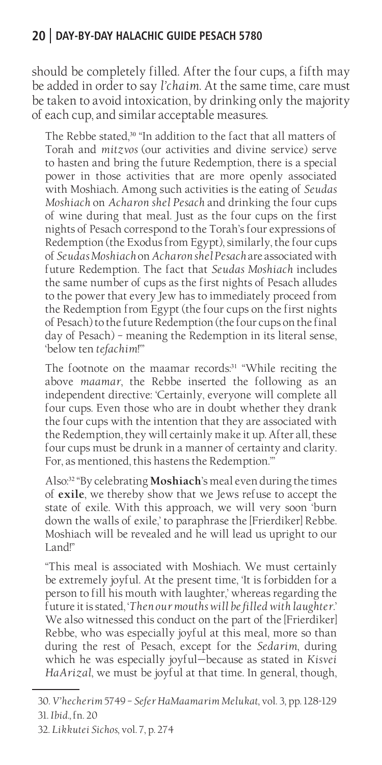should be completely filled. After the four cups, a fifth may be added in order to say *l'chaim*. At the same time, care must be taken to avoid intoxication, by drinking only the majority of each cup, and similar acceptable measures.

The Rebbe stated,[30] "In addition to the fact that all matters of Torah and *mitzvos* (our activities and divine service) serve to hasten and bring the future Redemption, there is a special power in those activities that are more openly associated with Moshiach. Among such activities is the eating of *Seudas Moshiach* on *Acharon shel Pesach* and drinking the four cups of wine during that meal. Just as the four cups on the first nights of Pesach correspond to the Torah's four expressions of Redemption (the Exodus from Egypt), similarly, the four cups of *Seudas Moshiach* on *Acharon shel Pesach* are associated with future Redemption. The fact that *Seudas Moshiach* includes the same number of cups as the first nights of Pesach alludes to the power that every Jew has to immediately proceed from the Redemption from Egypt (the four cups on the first nights of Pesach) to the future Redemption (the four cups on the final day of Pesach) – meaning the Redemption in its literal sense, 'below ten *tefachim*!'"

The footnote on the maamar records:[31] "While reciting the above *maamar*, the Rebbe inserted the following as an independent directive: 'Certainly, everyone will complete all four cups. Even those who are in doubt whether they drank the four cups with the intention that they are associated with the Redemption, they will certainly make it up. After all, these four cups must be drunk in a manner of certainty and clarity. For, as mentioned, this hastens the Redemption.'"

Also:[32] "By celebrating **Moshiach**'s meal even during the times of **exile**, we thereby show that we Jews refuse to accept the state of exile. With this approach, we will very soon 'burn down the walls of exile,' to paraphrase the [Frierdiker] Rebbe. Moshiach will be revealed and he will lead us upright to our Land!"

"This meal is associated with Moshiach. We must certainly be extremely joyful. At the present time, 'It is forbidden for a person to fill his mouth with laughter,' whereas regarding the future it is stated, '*Then our mouths will be filled with laughter*.' We also witnessed this conduct on the part of the [Frierdiker] Rebbe, who was especially joyful at this meal, more so than during the rest of Pesach, except for the *Sedarim*, during which he was especially joyful—because as stated in *Kisvei HaArizal*, we must be joyful at that time. In general, though,

---

30. *V'hecherim* 5749 – *Sefer HaMaamarim Melukat*, vol. 3, pp. 128-129

31. *Ibid.*, fn. 20

32. *Likkutei Sichos*, vol. 7, p. 274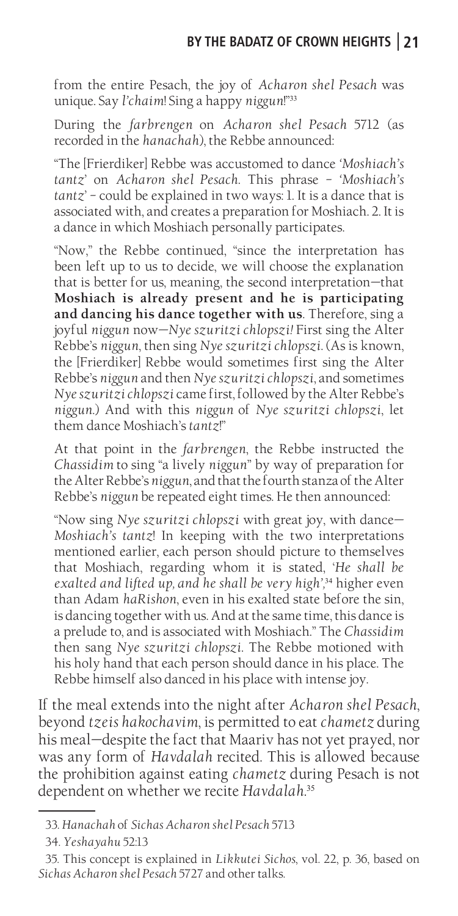from the entire Pesach, the joy of *Acharon shel Pesach* was unique. Say *l'chaim*! Sing a happy *niggun*!"[33]

During the *farbrengen* on *Acharon shel Pesach* 5712 (as recorded in the *hanachah*), the Rebbe announced:

"The [Frierdiker] Rebbe was accustomed to dance *'Moshiach's tantz'* on *Acharon shel Pesach*. This phrase – *'Moshiach's tantz'* – could be explained in two ways: 1. It is a dance that is associated with, and creates a preparation for Moshiach. 2. It is a dance in which Moshiach personally participates.

"Now," the Rebbe continued, "since the interpretation has been left up to us to decide, we will choose the explanation that is better for us, meaning, the second interpretation—that **Moshiach is already present and he is participating and dancing his dance together with us**. Therefore, sing a joyful *niggun* now—*Nye szuritzi chlopszi!* First sing the Alter Rebbe's *niggun*, then sing *Nye szuritzi chlopszi*. (As is known, the [Frierdiker] Rebbe would sometimes first sing the Alter Rebbe's *niggun* and then *Nye szuritzi chlopszi*, and sometimes *Nye szuritzi chlopszi* came first, followed by the Alter Rebbe's *niggun*.) And with this *niggun* of *Nye szuritzi chlopszi*, let them dance Moshiach's *tantz*!"

At that point in the *farbrengen*, the Rebbe instructed the *Chassidim* to sing "a lively *niggun*" by way of preparation for the Alter Rebbe's *niggun*, and that the fourth stanza of the Alter Rebbe's *niggun* be repeated eight times. He then announced:

"Now sing *Nye szuritzi chlopszi* with great joy, with dance—*Moshiach's tantz*! In keeping with the two interpretations mentioned earlier, each person should picture to themselves that Moshiach, regarding whom it is stated, *'He shall be exalted and lifted up, and he shall be very high'*,[34] higher even than Adam *haRishon*, even in his exalted state before the sin, is dancing together with us. And at the same time, this dance is a prelude to, and is associated with Moshiach." The *Chassidim* then sang *Nye szuritzi chlopszi*. The Rebbe motioned with his holy hand that each person should dance in his place. The Rebbe himself also danced in his place with intense joy.

If the meal extends into the night after *Acharon shel Pesach*, beyond *tzeis hakochavim*, is permitted to eat *chametz* during his meal—despite the fact that Maariv has not yet prayed, nor was any form of *Havdalah* recited. This is allowed because the prohibition against eating *chametz* during Pesach is not dependent on whether we recite *Havdalah*.[35]

---

33. *Hanachah* of *Sichas Acharon shel Pesach* 5713

34. *Yeshayahu* 52:13

35. This concept is explained in *Likkutei Sichos*, vol. 22, p. 36, based on *Sichas Acharon shel Pesach* 5727 and other talks.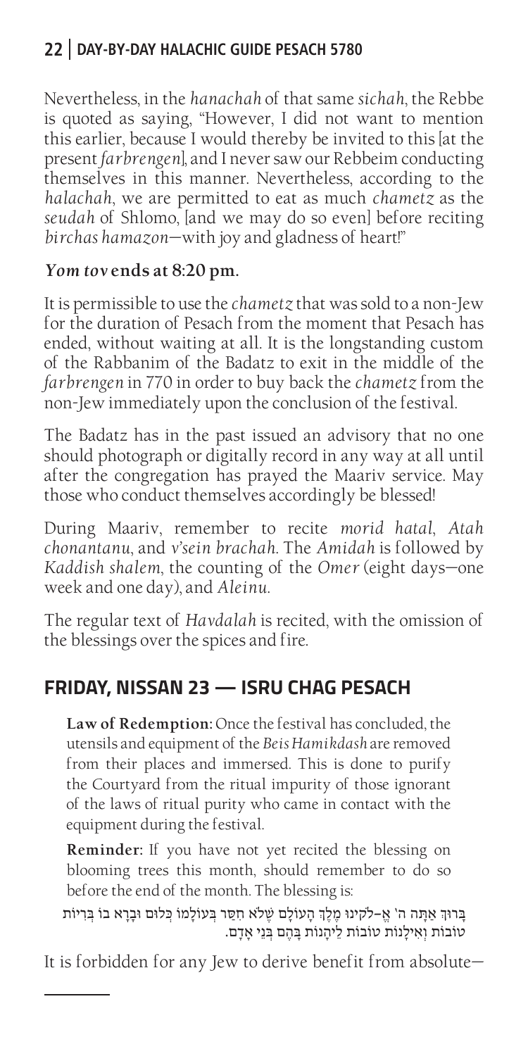Nevertheless, in the *hanachah* of that same *sichah*, the Rebbe is quoted as saying, "However, I did not want to mention this earlier, because I would thereby be invited to this [at the present *farbrengen*], and I never saw our Rebbeim conducting themselves in this manner. Nevertheless, according to the *halachah*, we are permitted to eat as much *chametz* as the *seudah* of Shlomo, [and we may do so even] before reciting *birchas hamazon*—with joy and gladness of heart!"

**Yom tov ends at 8:20 pm.**

It is permissible to use the *chametz* that was sold to a non-Jew for the duration of Pesach from the moment that Pesach has ended, without waiting at all. It is the longstanding custom of the Rabbanim of the Badatz to exit in the middle of the *farbrengen* in 770 in order to buy back the *chametz* from the non-Jew immediately upon the conclusion of the festival.

The Badatz has in the past issued an advisory that no one should photograph or digitally record in any way at all until after the congregation has prayed the Maariv service. May those who conduct themselves accordingly be blessed!

During Maariv, remember to recite *morid hatal*, *Atah chonantanu*, and *v'sein brachah*. The *Amidah* is followed by *Kaddish shalem*, the counting of the *Omer* (eight days—one week and one day), and *Aleinu*.

The regular text of *Havdalah* is recited, with the omission of the blessings over the spices and fire.

## FRIDAY, NISSAN 23 — ISRU CHAG PESACH

**Law of Redemption:** Once the festival has concluded, the utensils and equipment of the *Beis Hamikdash* are removed from their places and immersed. This is done to purify the Courtyard from the ritual impurity of those ignorant of the laws of ritual purity who came in contact with the equipment during the festival.

**Reminder:** If you have not yet recited the blessing on blooming trees this month, should remember to do so before the end of the month. The blessing is:

בָּרוּךְ אַתָּה ה' אֱ–לֹקֵינוּ מֶלֶךְ הָעוֹלָם שֶׁלֹּא חִסַּר בְּעוֹלָמוֹ כְּלוּם וּבָרָא בוֹ בְּרִיּוֹת טוֹבוֹת וְאִילָנוֹת טוֹבוֹת לֵיהָנוֹת בָּהֶם בְּנֵי אָדָם.

It is forbidden for any Jew to derive benefit from absolute—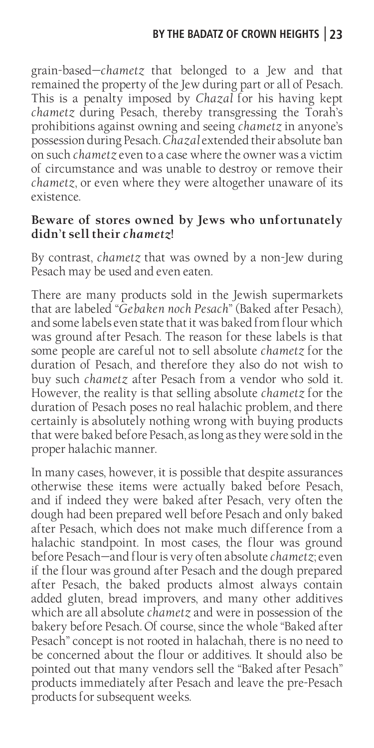grain-based—*chametz* that belonged to a Jew and that remained the property of the Jew during part or all of Pesach. This is a penalty imposed by *Chazal* for his having kept *chametz* during Pesach, thereby transgressing the Torah's prohibitions against owning and seeing *chametz* in anyone's possession during Pesach. *Chazal* extended their absolute ban on such *chametz* even to a case where the owner was a victim of circumstance and was unable to destroy or remove their *chametz*, or even where they were altogether unaware of its existence.

**Beware of stores owned by Jews who unfortunately didn't sell their *chametz*!**

By contrast, *chametz* that was owned by a non-Jew during Pesach may be used and even eaten.

There are many products sold in the Jewish supermarkets that are labeled "*Gebaken noch Pesach*" (Baked after Pesach), and some labels even state that it was baked from flour which was ground after Pesach. The reason for these labels is that some people are careful not to sell absolute *chametz* for the duration of Pesach, and therefore they also do not wish to buy such *chametz* after Pesach from a vendor who sold it. However, the reality is that selling absolute *chametz* for the duration of Pesach poses no real halachic problem, and there certainly is absolutely nothing wrong with buying products that were baked before Pesach, as long as they were sold in the proper halachic manner.

In many cases, however, it is possible that despite assurances otherwise these items were actually baked before Pesach, and if indeed they were baked after Pesach, very often the dough had been prepared well before Pesach and only baked after Pesach, which does not make much difference from a halachic standpoint. In most cases, the flour was ground before Pesach—and flour is very often absolute *chametz*; even if the flour was ground after Pesach and the dough prepared after Pesach, the baked products almost always contain added gluten, bread improvers, and many other additives which are all absolute *chametz* and were in possession of the bakery before Pesach. Of course, since the whole "Baked after Pesach" concept is not rooted in halachah, there is no need to be concerned about the flour or additives. It should also be pointed out that many vendors sell the "Baked after Pesach" products immediately after Pesach and leave the pre-Pesach products for subsequent weeks.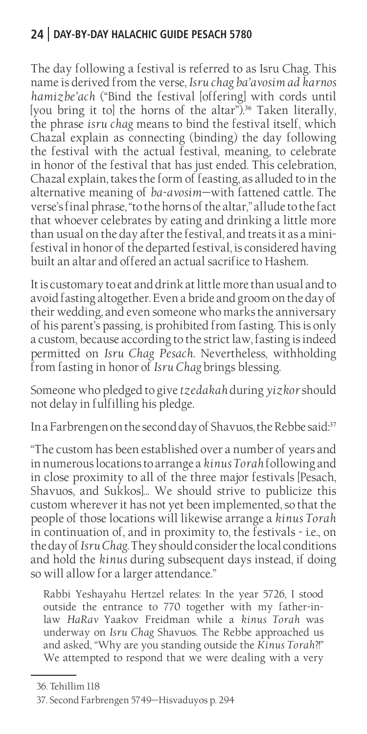The day following a festival is referred to as Isru Chag. This name is derived from the verse, *Isru chag ba'avosim ad karnos hamizbe'ach* ("Bind the festival [offering] with cords until [you bring it to] the horns of the altar").[36] Taken literally, the phrase *isru chag* means to bind the festival itself, which Chazal explain as connecting (binding) the day following the festival with the actual festival, meaning, to celebrate in honor of the festival that has just ended. This celebration, Chazal explain, takes the form of feasting, as alluded to in the alternative meaning of *ba-avosim*—with fattened cattle. The verse's final phrase, "to the horns of the altar," allude to the fact that whoever celebrates by eating and drinking a little more than usual on the day after the festival, and treats it as a mini-festival in honor of the departed festival, is considered having built an altar and offered an actual sacrifice to Hashem.

It is customary to eat and drink at little more than usual and to avoid fasting altogether. Even a bride and groom on the day of their wedding, and even someone who marks the anniversary of his parent's passing, is prohibited from fasting. This is only a custom, because according to the strict law, fasting is indeed permitted on *Isru Chag Pesach*. Nevertheless, withholding from fasting in honor of *Isru Chag* brings blessing.

Someone who pledged to give *tzedakah* during *yizkor* should not delay in fulfilling his pledge.

In a Farbrengen on the second day of Shavuos, the Rebbe said:[37]

"The custom has been established over a number of years and in numerous locations to arrange a *kinus Torah* following and in close proximity to all of the three major festivals [Pesach, Shavuos, and Sukkos]... We should strive to publicize this custom wherever it has not yet been implemented, so that the people of those locations will likewise arrange a *kinus Torah* in continuation of, and in proximity to, the festivals - i.e., on the day of *Isru Chag*. They should consider the local conditions and hold the *kinus* during subsequent days instead, if doing so will allow for a larger attendance."

> Rabbi Yeshayahu Hertzel relates: In the year 5726, I stood outside the entrance to 770 together with my father-in-law *HaRav* Yaakov Freidman while a *kinus Torah* was underway on *Isru Chag* Shavuos. The Rebbe approached us and asked, "Why are you standing outside the *Kinus Torah*?!" We attempted to respond that we were dealing with a very

---

36. Tehillim 118

37. Second Farbrengen 5749—Hisvaduyos p. 294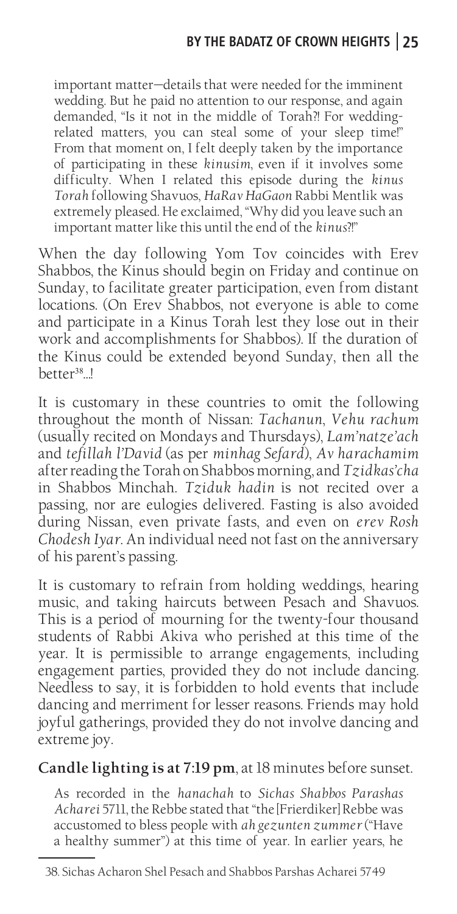important matter—details that were needed for the imminent wedding. But he paid no attention to our response, and again demanded, "Is it not in the middle of Torah?! For wedding-related matters, you can steal some of your sleep time!" From that moment on, I felt deeply taken by the importance of participating in these *kinusim*, even if it involves some difficulty. When I related this episode during the *kinus Torah* following Shavuos, *HaRav HaGaon* Rabbi Mentlik was extremely pleased. He exclaimed, "Why did you leave such an important matter like this until the end of the *kinus*?!"

When the day following Yom Tov coincides with Erev Shabbos, the Kinus should begin on Friday and continue on Sunday, to facilitate greater participation, even from distant locations. (On Erev Shabbos, not everyone is able to come and participate in a Kinus Torah lest they lose out in their work and accomplishments for Shabbos). If the duration of the Kinus could be extended beyond Sunday, then all the better[38]...!

It is customary in these countries to omit the following throughout the month of Nissan: *Tachanun*, *Vehu rachum* (usually recited on Mondays and Thursdays), *Lam'natze'ach* and *tefillah l'David* (as per *minhag Sefard*), *Av harachamim* after reading the Torah on Shabbos morning, and *Tzidkas'cha* in Shabbos Minchah. *Tziduk hadin* is not recited over a passing, nor are eulogies delivered. Fasting is also avoided during Nissan, even private fasts, and even on *erev Rosh Chodesh Iyar*. An individual need not fast on the anniversary of his parent's passing.

It is customary to refrain from holding weddings, hearing music, and taking haircuts between Pesach and Shavuos. This is a period of mourning for the twenty-four thousand students of Rabbi Akiva who perished at this time of the year. It is permissible to arrange engagements, including engagement parties, provided they do not include dancing. Needless to say, it is forbidden to hold events that include dancing and merriment for lesser reasons. Friends may hold joyful gatherings, provided they do not involve dancing and extreme joy.

**Candle lighting is at 7:19 pm**, at 18 minutes before sunset.

As recorded in the *hanachah* to *Sichas Shabbos Parashas Acharei* 5711, the Rebbe stated that "the [Frierdiker] Rebbe was accustomed to bless people with *ah gezunten zummer* ("Have a healthy summer") at this time of year. In earlier years, he

---

38. Sichas Acharon Shel Pesach and Shabbos Parshas Acharei 5749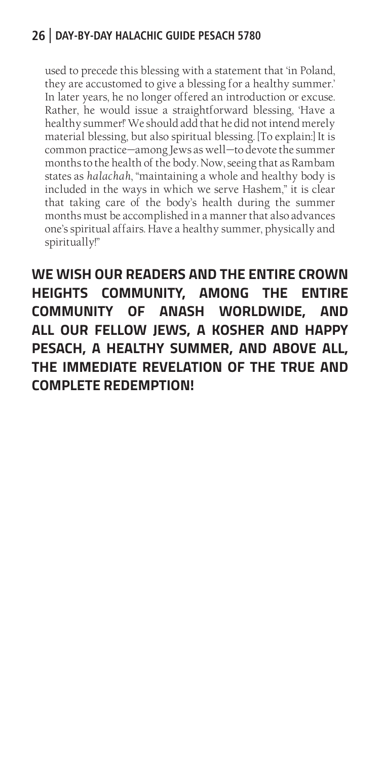used to precede this blessing with a statement that 'in Poland, they are accustomed to give a blessing for a healthy summer.' In later years, he no longer offered an introduction or excuse. Rather, he would issue a straightforward blessing, 'Have a healthy summer!' We should add that he did not intend merely material blessing, but also spiritual blessing. [To explain:] It is common practice—among Jews as well—to devote the summer months to the health of the body. Now, seeing that as Rambam states as *halachah*, "maintaining a whole and healthy body is included in the ways in which we serve Hashem," it is clear that taking care of the body's health during the summer months must be accomplished in a manner that also advances one's spiritual affairs. Have a healthy summer, physically and spiritually!"

**WE WISH OUR READERS AND THE ENTIRE CROWN HEIGHTS COMMUNITY, AMONG THE ENTIRE COMMUNITY OF ANASH WORLDWIDE, AND ALL OUR FELLOW JEWS, A KOSHER AND HAPPY PESACH, A HEALTHY SUMMER, AND ABOVE ALL, THE IMMEDIATE REVELATION OF THE TRUE AND COMPLETE REDEMPTION!**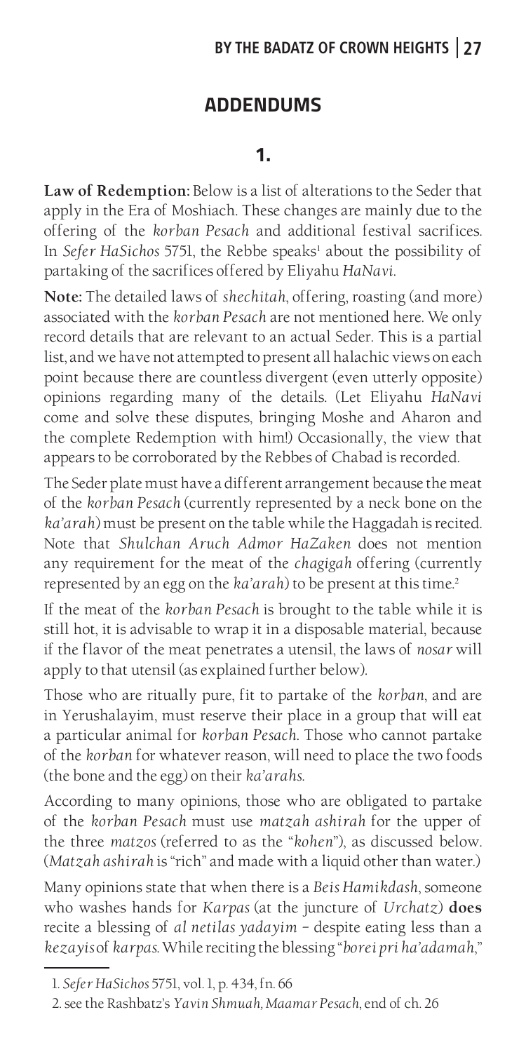## ADDENDUMS

### 1.

**Law of Redemption:** Below is a list of alterations to the Seder that apply in the Era of Moshiach. These changes are mainly due to the offering of the *korban Pesach* and additional festival sacrifices. In *Sefer HaSichos* 5751, the Rebbe speaks[1] about the possibility of partaking of the sacrifices offered by Eliyahu *HaNavi*.

**Note:** The detailed laws of *shechitah*, offering, roasting (and more) associated with the *korban Pesach* are not mentioned here. We only record details that are relevant to an actual Seder. This is a partial list, and we have not attempted to present all halachic views on each point because there are countless divergent (even utterly opposite) opinions regarding many of the details. (Let Eliyahu *HaNavi* come and solve these disputes, bringing Moshe and Aharon and the complete Redemption with him!) Occasionally, the view that appears to be corroborated by the Rebbes of Chabad is recorded.

The Seder plate must have a different arrangement because the meat of the *korban Pesach* (currently represented by a neck bone on the *ka'arah*) must be present on the table while the Haggadah is recited. Note that *Shulchan Aruch Admor HaZaken* does not mention any requirement for the meat of the *chagigah* offering (currently represented by an egg on the *ka'arah*) to be present at this time.[2]

If the meat of the *korban Pesach* is brought to the table while it is still hot, it is advisable to wrap it in a disposable material, because if the flavor of the meat penetrates a utensil, the laws of *nosar* will apply to that utensil (as explained further below).

Those who are ritually pure, fit to partake of the *korban*, and are in Yerushalayim, must reserve their place in a group that will eat a particular animal for *korban Pesach*. Those who cannot partake of the *korban* for whatever reason, will need to place the two foods (the bone and the egg) on their *ka'arahs*.

According to many opinions, those who are obligated to partake of the *korban Pesach* must use *matzah ashirah* for the upper of the three *matzos* (referred to as the "*kohen*"), as discussed below. (*Matzah ashirah* is "rich" and made with a liquid other than water.)

Many opinions state that when there is a *Beis Hamikdash*, someone who washes hands for *Karpas* (at the juncture of *Urchatz*) **does** recite a blessing of *al netilas yadayim* – despite eating less than a *kezayis* of *karpas*. While reciting the blessing "*borei pri ha'adamah*,"

---

1. *Sefer HaSichos* 5751, vol. 1, p. 434, fn. 66

2. see the Rashbatz's *Yavin Shmuah, Maamar Pesach*, end of ch. 26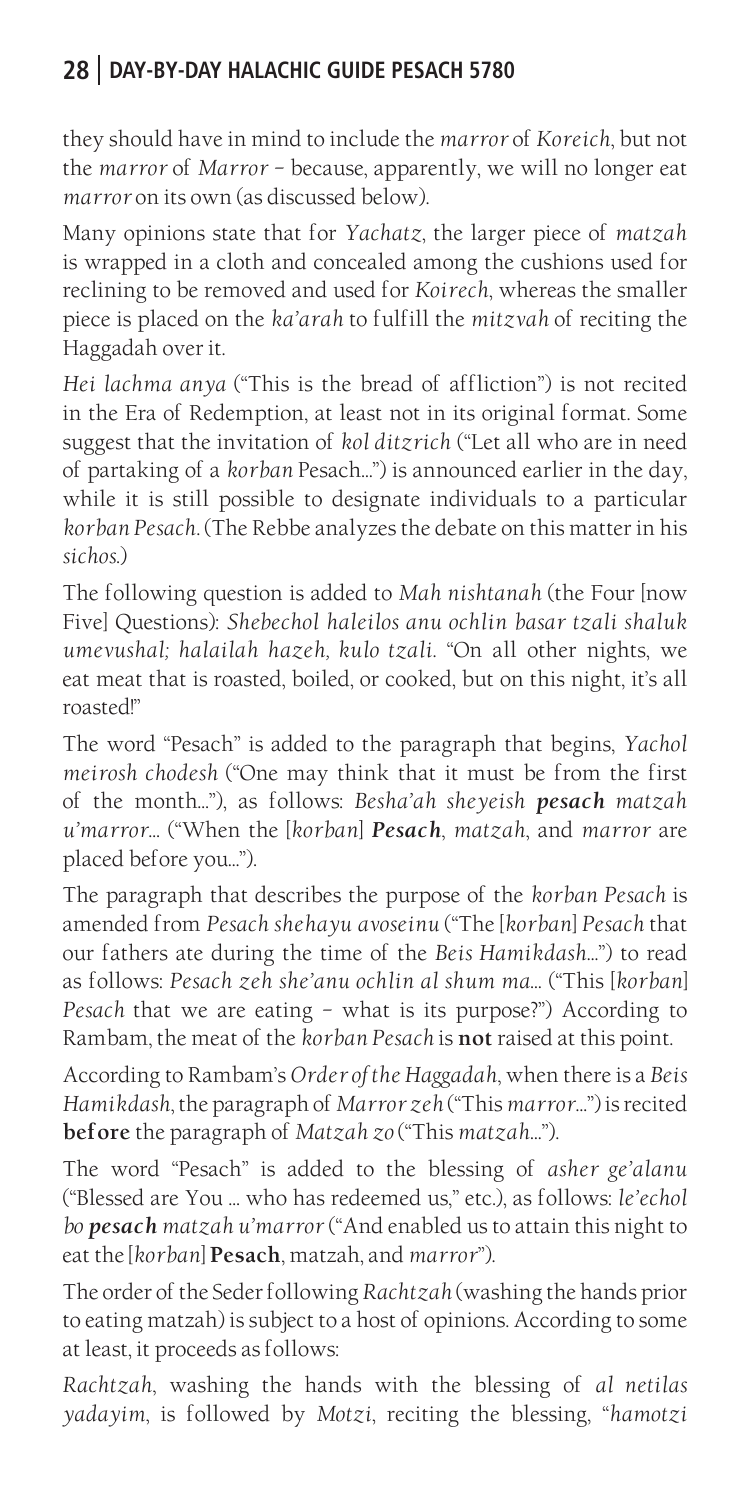they should have in mind to include the *marror* of *Koreich*, but not the *marror* of *Marror* – because, apparently, we will no longer eat *marror* on its own (as discussed below).

Many opinions state that for *Yachatz*, the larger piece of *matzah* is wrapped in a cloth and concealed among the cushions used for reclining to be removed and used for *Koirech*, whereas the smaller piece is placed on the *ka'arah* to fulfill the *mitzvah* of reciting the Haggadah over it.

*Hei lachma anya* ("This is the bread of affliction") is not recited in the Era of Redemption, at least not in its original format. Some suggest that the invitation of *kol ditzrich* ("Let all who are in need of partaking of a *korban* Pesach...") is announced earlier in the day, while it is still possible to designate individuals to a particular *korban Pesach*. (The Rebbe analyzes the debate on this matter in his *sichos*.)

The following question is added to *Mah nishtanah* (the Four [now Five] Questions): *Shebechol haleilos anu ochlin basar tzali shaluk umevushal; halailah hazeh, kulo tzali*. "On all other nights, we eat meat that is roasted, boiled, or cooked, but on this night, it's all roasted!"

The word "Pesach" is added to the paragraph that begins, *Yachol meirosh chodesh* ("One may think that it must be from the first of the month..."), as follows: *Besha'ah sheyeish **pesach** matzah u'marror...* ("When the [*korban*] ***Pesach***, *matzah*, and *marror* are placed before you...").

The paragraph that describes the purpose of the *korban Pesach* is amended from *Pesach shehayu avoseinu* ("The [*korban*] *Pesach* that our fathers ate during the time of the *Beis Hamikdash*...") to read as follows: *Pesach zeh she'anu ochlin al shum ma...* ("This [*korban*] *Pesach* that we are eating – what is its purpose?") According to Rambam, the meat of the *korban Pesach* is **not** raised at this point.

According to Rambam's *Order of the Haggadah*, when there is a *Beis Hamikdash*, the paragraph of *Marror zeh* ("This *marror*...") is recited **before** the paragraph of *Matzah zo* ("This *matzah*...").

The word "Pesach" is added to the blessing of *asher ge'alanu* ("Blessed are You ... who has redeemed us," etc.), as follows: *le'echol bo **pesach** matzah u'marror* ("And enabled us to attain this night to eat the [*korban*] **Pesach**, matzah, and *marror*").

The order of the Seder following *Rachtzah* (washing the hands prior to eating matzah) is subject to a host of opinions. According to some at least, it proceeds as follows:

*Rachtzah*, washing the hands with the blessing of *al netilas yadayim*, is followed by *Motzi*, reciting the blessing, "*hamotzi*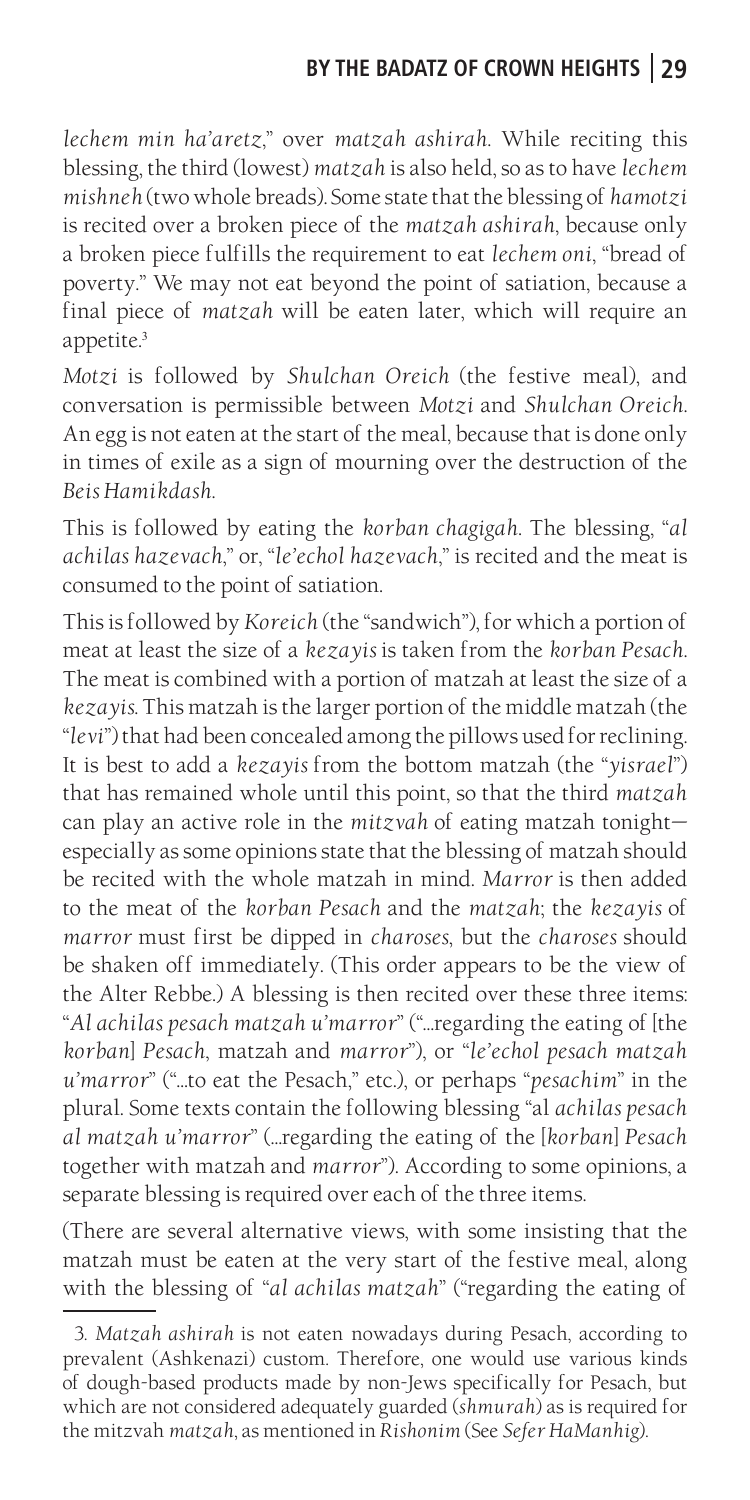*lechem min ha'aretz*," over *matzah ashirah*. While reciting this blessing, the third (lowest) *matzah* is also held, so as to have *lechem mishneh* (two whole breads). Some state that the blessing of *hamotzi* is recited over a broken piece of the *matzah ashirah*, because only a broken piece fulfills the requirement to eat *lechem oni*, "bread of poverty." We may not eat beyond the point of satiation, because a final piece of *matzah* will be eaten later, which will require an appetite.[3]

*Motzi* is followed by *Shulchan Oreich* (the festive meal), and conversation is permissible between *Motzi* and *Shulchan Oreich*. An egg is not eaten at the start of the meal, because that is done only in times of exile as a sign of mourning over the destruction of the *Beis Hamikdash*.

This is followed by eating the *korban chagigah*. The blessing, "*al achilas hazevach*," or, "*le'echol hazevach*," is recited and the meat is consumed to the point of satiation.

This is followed by *Koreich* (the "sandwich"), for which a portion of meat at least the size of a *kezayis* is taken from the *korban Pesach*. The meat is combined with a portion of matzah at least the size of a *kezayis*. This matzah is the larger portion of the middle matzah (the "*levi*") that had been concealed among the pillows used for reclining. It is best to add a *kezayis* from the bottom matzah (the "*yisrael*") that has remained whole until this point, so that the third *matzah* can play an active role in the *mitzvah* of eating matzah tonight—especially as some opinions state that the blessing of matzah should be recited with the whole matzah in mind. *Marror* is then added to the meat of the *korban Pesach* and the *matzah*; the *kezayis* of *marror* must first be dipped in *charoses*, but the *charoses* should be shaken off immediately. (This order appears to be the view of the Alter Rebbe.) A blessing is then recited over these three items: "*Al achilas pesach matzah u'marror*" ("...regarding the eating of [the *korban*] *Pesach*, matzah and *marror*"), or "*le'echol pesach matzah u'marror*" ("...to eat the Pesach," etc.), or perhaps "*pesachim*" in the plural. Some texts contain the following blessing "al *achilas pesach al matzah u'marror*" (...regarding the eating of the [*korban*] *Pesach* together with matzah and *marror*"). According to some opinions, a separate blessing is required over each of the three items.

(There are several alternative views, with some insisting that the matzah must be eaten at the very start of the festive meal, along with the blessing of "*al achilas matzah*" ("regarding the eating of

---

3. *Matzah ashirah* is not eaten nowadays during Pesach, according to prevalent (Ashkenazi) custom. Therefore, one would use various kinds of dough-based products made by non-Jews specifically for Pesach, but which are not considered adequately guarded (*shmurah*) as is required for the mitzvah *matzah*, as mentioned in *Rishonim* (See *Sefer HaManhig*).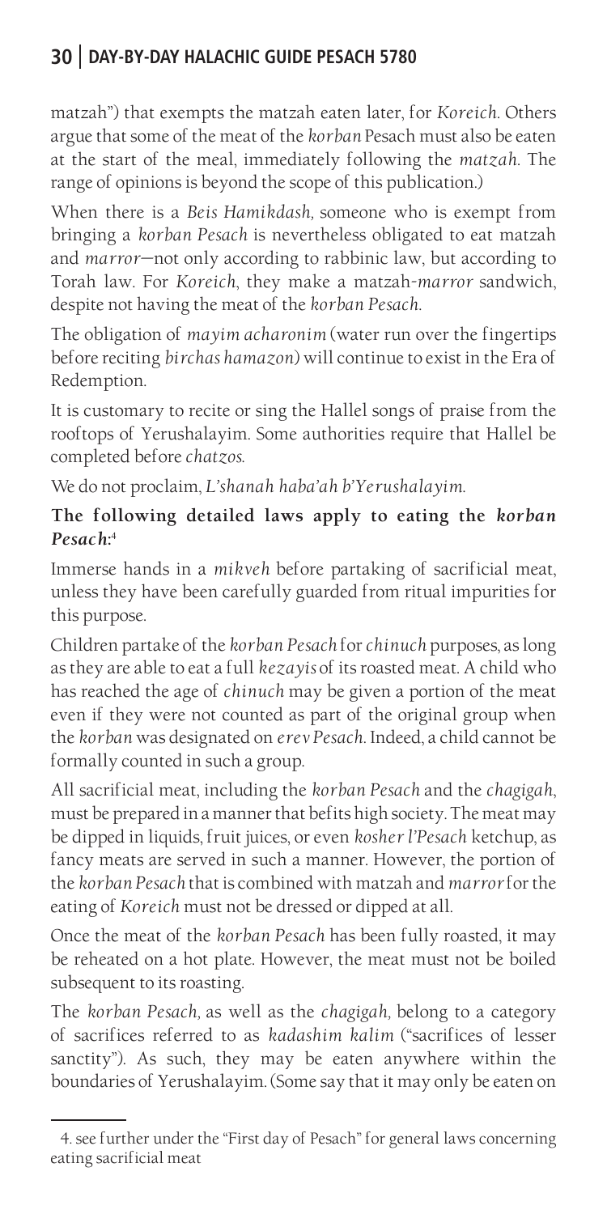matzah") that exempts the matzah eaten later, for *Koreich*. Others argue that some of the meat of the *korban* Pesach must also be eaten at the start of the meal, immediately following the *matzah*. The range of opinions is beyond the scope of this publication.)

When there is a *Beis Hamikdash,* someone who is exempt from bringing a *korban Pesach* is nevertheless obligated to eat matzah and *marror*—not only according to rabbinic law, but according to Torah law. For *Koreich*, they make a matzah-*marror* sandwich, despite not having the meat of the *korban Pesach*.

The obligation of *mayim acharonim* (water run over the fingertips before reciting *birchas hamazon*) will continue to exist in the Era of Redemption.

It is customary to recite or sing the Hallel songs of praise from the rooftops of Yerushalayim. Some authorities require that Hallel be completed before *chatzos.*

We do not proclaim, *L'shanah haba'ah b'Yerushalayim.*

**The following detailed laws apply to eating the *korban Pesach*:**[4]

Immerse hands in a *mikveh* before partaking of sacrificial meat, unless they have been carefully guarded from ritual impurities for this purpose.

Children partake of the *korban Pesach* for *chinuch* purposes, as long as they are able to eat a full *kezayis* of its roasted meat. A child who has reached the age of *chinuch* may be given a portion of the meat even if they were not counted as part of the original group when the *korban* was designated on *erev Pesach*. Indeed, a child cannot be formally counted in such a group.

All sacrificial meat, including the *korban Pesach* and the *chagigah*, must be prepared in a manner that befits high society. The meat may be dipped in liquids, fruit juices, or even *kosher l'Pesach* ketchup, as fancy meats are served in such a manner. However, the portion of the *korban Pesach* that is combined with matzah and *marror* for the eating of *Koreich* must not be dressed or dipped at all.

Once the meat of the *korban Pesach* has been fully roasted, it may be reheated on a hot plate. However, the meat must not be boiled subsequent to its roasting.

The *korban Pesach,* as well as the *chagigah,* belong to a category of sacrifices referred to as *kadashim kalim* ("sacrifices of lesser sanctity"). As such, they may be eaten anywhere within the boundaries of Yerushalayim. (Some say that it may only be eaten on

---

4. see further under the "First day of Pesach" for general laws concerning eating sacrificial meat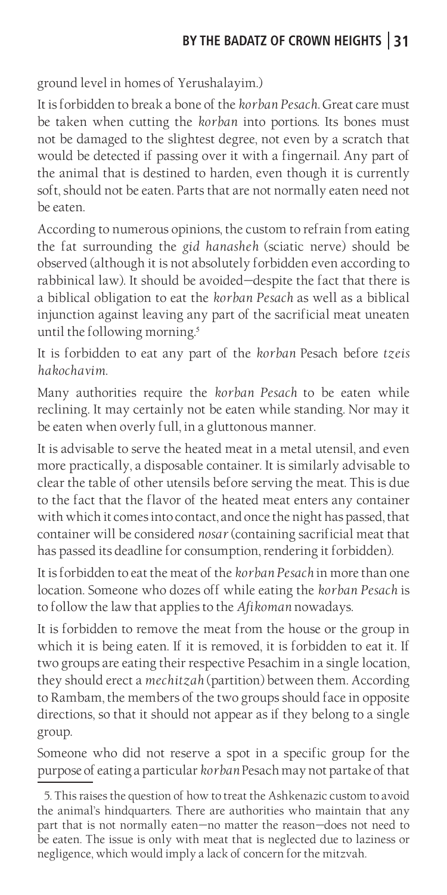ground level in homes of Yerushalayim.)

It is forbidden to break a bone of the *korban Pesach*. Great care must be taken when cutting the *korban* into portions. Its bones must not be damaged to the slightest degree, not even by a scratch that would be detected if passing over it with a fingernail. Any part of the animal that is destined to harden, even though it is currently soft, should not be eaten. Parts that are not normally eaten need not be eaten.

According to numerous opinions, the custom to refrain from eating the fat surrounding the *gid hanasheh* (sciatic nerve) should be observed (although it is not absolutely forbidden even according to rabbinical law). It should be avoided—despite the fact that there is a biblical obligation to eat the *korban Pesach* as well as a biblical injunction against leaving any part of the sacrificial meat uneaten until the following morning.[5]

It is forbidden to eat any part of the *korban* Pesach before *tzeis hakochavim*.

Many authorities require the *korban Pesach* to be eaten while reclining. It may certainly not be eaten while standing. Nor may it be eaten when overly full, in a gluttonous manner.

It is advisable to serve the heated meat in a metal utensil, and even more practically, a disposable container. It is similarly advisable to clear the table of other utensils before serving the meat. This is due to the fact that the flavor of the heated meat enters any container with which it comes into contact, and once the night has passed, that container will be considered *nosar* (containing sacrificial meat that has passed its deadline for consumption, rendering it forbidden).

It is forbidden to eat the meat of the *korban Pesach* in more than one location. Someone who dozes off while eating the *korban Pesach* is to follow the law that applies to the *Afikoman* nowadays.

It is forbidden to remove the meat from the house or the group in which it is being eaten. If it is removed, it is forbidden to eat it. If two groups are eating their respective Pesachim in a single location, they should erect a *mechitzah* (partition) between them. According to Rambam, the members of the two groups should face in opposite directions, so that it should not appear as if they belong to a single group.

Someone who did not reserve a spot in a specific group for the purpose of eating a particular *korban* Pesach may not partake of that

---

5. This raises the question of how to treat the Ashkenazic custom to avoid the animal's hindquarters. There are authorities who maintain that any part that is not normally eaten—no matter the reason—does not need to be eaten. The issue is only with meat that is neglected due to laziness or negligence, which would imply a lack of concern for the mitzvah.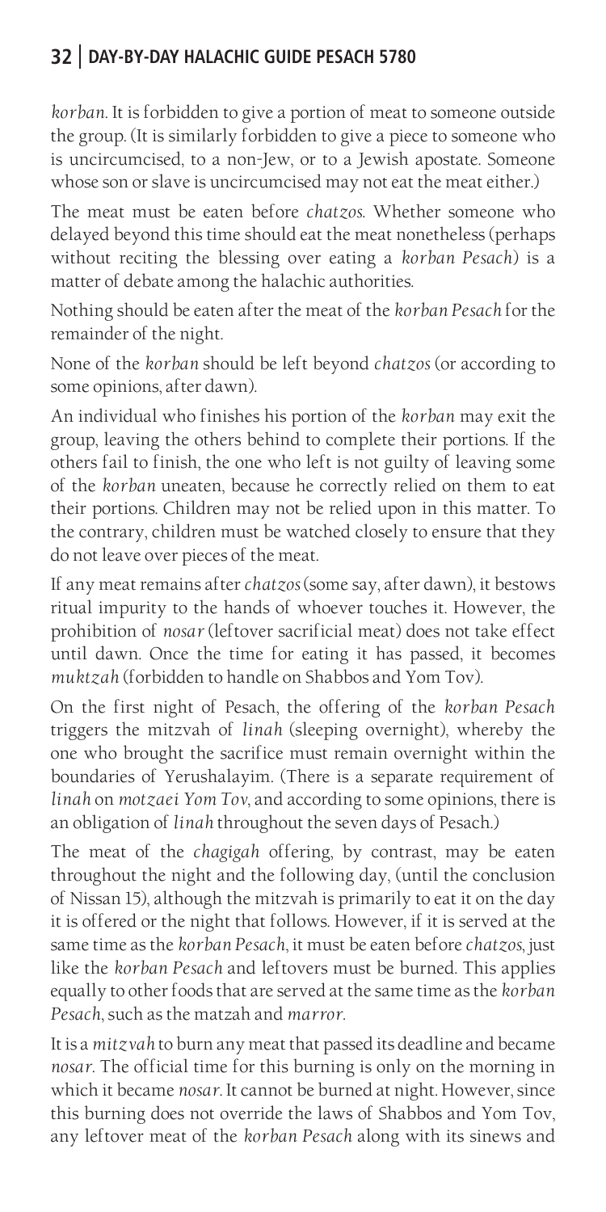*korban*. It is forbidden to give a portion of meat to someone outside the group. (It is similarly forbidden to give a piece to someone who is uncircumcised, to a non-Jew, or to a Jewish apostate. Someone whose son or slave is uncircumcised may not eat the meat either.)

The meat must be eaten before *chatzos*. Whether someone who delayed beyond this time should eat the meat nonetheless (perhaps without reciting the blessing over eating a *korban Pesach*) is a matter of debate among the halachic authorities.

Nothing should be eaten after the meat of the *korban Pesach* for the remainder of the night.

None of the *korban* should be left beyond *chatzos* (or according to some opinions, after dawn).

An individual who finishes his portion of the *korban* may exit the group, leaving the others behind to complete their portions. If the others fail to finish, the one who left is not guilty of leaving some of the *korban* uneaten, because he correctly relied on them to eat their portions. Children may not be relied upon in this matter. To the contrary, children must be watched closely to ensure that they do not leave over pieces of the meat.

If any meat remains after *chatzos* (some say, after dawn), it bestows ritual impurity to the hands of whoever touches it. However, the prohibition of *nosar* (leftover sacrificial meat) does not take effect until dawn. Once the time for eating it has passed, it becomes *muktzah* (forbidden to handle on Shabbos and Yom Tov).

On the first night of Pesach, the offering of the *korban Pesach* triggers the mitzvah of *linah* (sleeping overnight), whereby the one who brought the sacrifice must remain overnight within the boundaries of Yerushalayim. (There is a separate requirement of *linah* on *motzaei Yom Tov*, and according to some opinions, there is an obligation of *linah* throughout the seven days of Pesach.)

The meat of the *chagigah* offering, by contrast, may be eaten throughout the night and the following day, (until the conclusion of Nissan 15), although the mitzvah is primarily to eat it on the day it is offered or the night that follows. However, if it is served at the same time as the *korban Pesach*, it must be eaten before *chatzos*, just like the *korban Pesach* and leftovers must be burned. This applies equally to other foods that are served at the same time as the *korban Pesach*, such as the matzah and *marror*.

It is a *mitzvah* to burn any meat that passed its deadline and became *nosar*. The official time for this burning is only on the morning in which it became *nosar*. It cannot be burned at night. However, since this burning does not override the laws of Shabbos and Yom Tov, any leftover meat of the *korban Pesach* along with its sinews and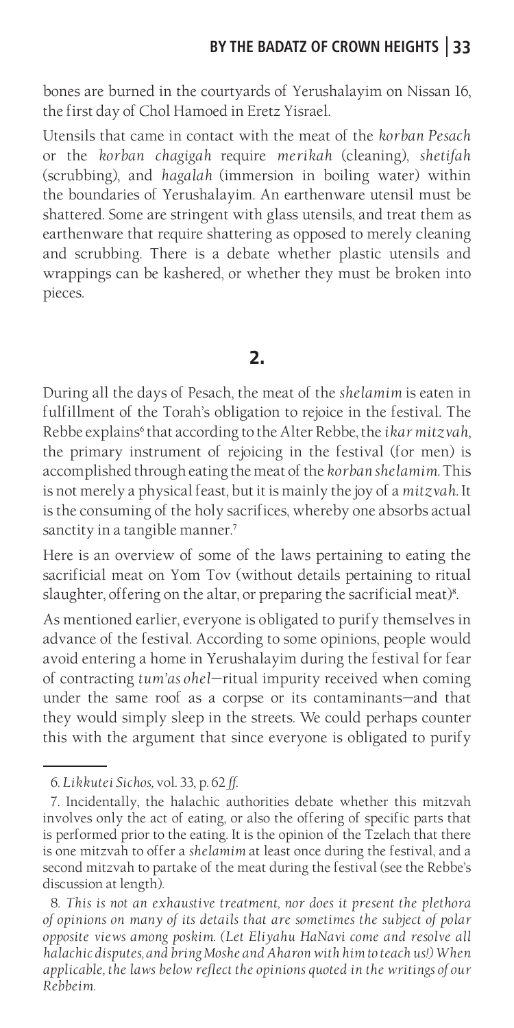bones are burned in the courtyards of Yerushalayim on Nissan 16, the first day of Chol Hamoed in Eretz Yisrael.

Utensils that came in contact with the meat of the *korban Pesach* or the *korban chagigah* require *merikah* (cleaning), *shetifah* (scrubbing), and *hagalah* (immersion in boiling water) within the boundaries of Yerushalayim. An earthenware utensil must be shattered. Some are stringent with glass utensils, and treat them as earthenware that require shattering as opposed to merely cleaning and scrubbing. There is a debate whether plastic utensils and wrappings can be kashered, or whether they must be broken into pieces.

## 2.

During all the days of Pesach, the meat of the *shelamim* is eaten in fulfillment of the Torah's obligation to rejoice in the festival. The Rebbe explains[6] that according to the Alter Rebbe, the *ikar mitzvah*, the primary instrument of rejoicing in the festival (for men) is accomplished through eating the meat of the *korban shelamim*. This is not merely a physical feast, but it is mainly the joy of a *mitzvah*. It is the consuming of the holy sacrifices, whereby one absorbs actual sanctity in a tangible manner.[7]

Here is an overview of some of the laws pertaining to eating the sacrificial meat on Yom Tov (without details pertaining to ritual slaughter, offering on the altar, or preparing the sacrificial meat)[8].

As mentioned earlier, everyone is obligated to purify themselves in advance of the festival. According to some opinions, people would avoid entering a home in Yerushalayim during the festival for fear of contracting *tum'as ohel*—ritual impurity received when coming under the same roof as a corpse or its contaminants—and that they would simply sleep in the streets. We could perhaps counter this with the argument that since everyone is obligated to purify

---

6. *Likkutei Sichos*, vol. 33, p. 62 *ff*.

7. Incidentally, the halachic authorities debate whether this mitzvah involves only the act of eating, or also the offering of specific parts that is performed prior to the eating. It is the opinion of the Tzelach that there is one mitzvah to offer a *shelamim* at least once during the festival, and a second mitzvah to partake of the meat during the festival (see the Rebbe's discussion at length).

8. *This is not an exhaustive treatment, nor does it present the plethora of opinions on many of its details that are sometimes the subject of polar opposite views among poskim. (Let Eliyahu HaNavi come and resolve all halachic disputes, and bring Moshe and Aharon with him to teach us!) When applicable, the laws below reflect the opinions quoted in the writings of our Rebbeim.*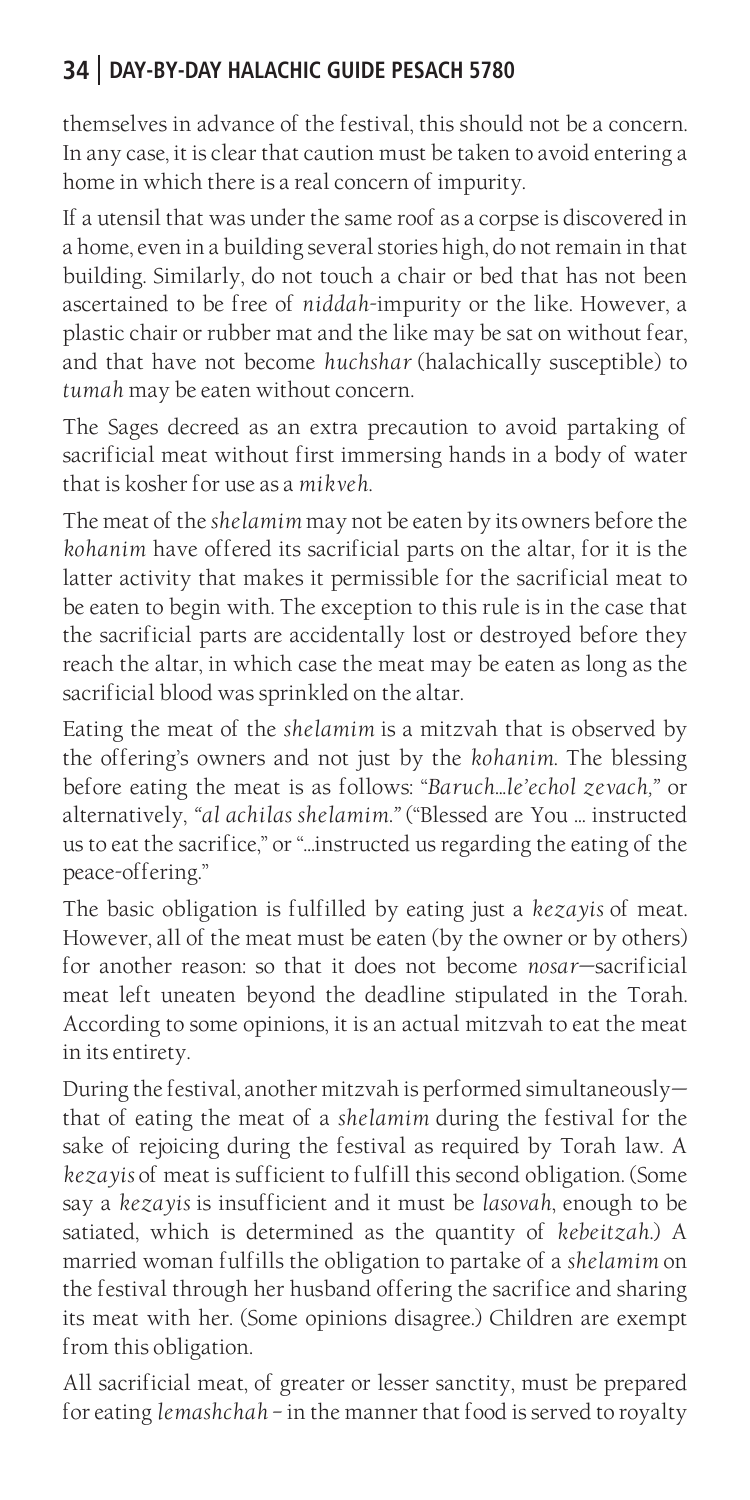themselves in advance of the festival, this should not be a concern. In any case, it is clear that caution must be taken to avoid entering a home in which there is a real concern of impurity.

If a utensil that was under the same roof as a corpse is discovered in a home, even in a building several stories high, do not remain in that building. Similarly, do not touch a chair or bed that has not been ascertained to be free of *niddah*-impurity or the like. However, a plastic chair or rubber mat and the like may be sat on without fear, and that have not become *huchshar* (halachically susceptible) to *tumah* may be eaten without concern.

The Sages decreed as an extra precaution to avoid partaking of sacrificial meat without first immersing hands in a body of water that is kosher for use as a *mikveh*.

The meat of the *shelamim* may not be eaten by its owners before the *kohanim* have offered its sacrificial parts on the altar, for it is the latter activity that makes it permissible for the sacrificial meat to be eaten to begin with. The exception to this rule is in the case that the sacrificial parts are accidentally lost or destroyed before they reach the altar, in which case the meat may be eaten as long as the sacrificial blood was sprinkled on the altar.

Eating the meat of the *shelamim* is a mitzvah that is observed by the offering's owners and not just by the *kohanim*. The blessing before eating the meat is as follows: "*Baruch…le'echol zevach,*" or alternatively, "*al achilas shelamim.*" ("Blessed are You … instructed us to eat the sacrifice," or "…instructed us regarding the eating of the peace-offering."

The basic obligation is fulfilled by eating just a *kezayis* of meat. However, all of the meat must be eaten (by the owner or by others) for another reason: so that it does not become *nosar*—sacrificial meat left uneaten beyond the deadline stipulated in the Torah. According to some opinions, it is an actual mitzvah to eat the meat in its entirety.

During the festival, another mitzvah is performed simultaneously—that of eating the meat of a *shelamim* during the festival for the sake of rejoicing during the festival as required by Torah law. A *kezayis* of meat is sufficient to fulfill this second obligation. (Some say a *kezayis* is insufficient and it must be *lasovah*, enough to be satiated, which is determined as the quantity of *kebeitzah*.) A married woman fulfills the obligation to partake of a *shelamim* on the festival through her husband offering the sacrifice and sharing its meat with her. (Some opinions disagree.) Children are exempt from this obligation.

All sacrificial meat, of greater or lesser sanctity, must be prepared for eating *lemashchah* – in the manner that food is served to royalty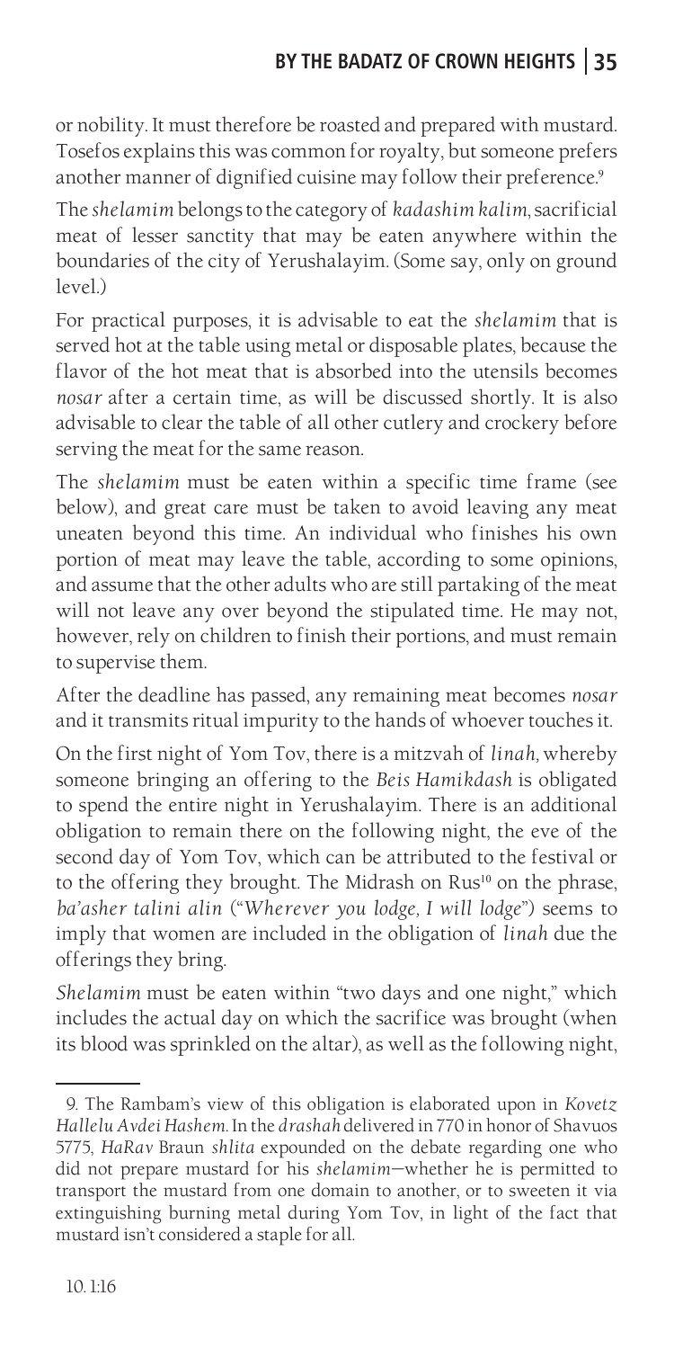or nobility. It must therefore be roasted and prepared with mustard. Tosefos explains this was common for royalty, but someone prefers another manner of dignified cuisine may follow their preference.[9]

The *shelamim* belongs to the category of *kadashim kalim*, sacrificial meat of lesser sanctity that may be eaten anywhere within the boundaries of the city of Yerushalayim. (Some say, only on ground level.)

For practical purposes, it is advisable to eat the *shelamim* that is served hot at the table using metal or disposable plates, because the flavor of the hot meat that is absorbed into the utensils becomes *nosar* after a certain time, as will be discussed shortly. It is also advisable to clear the table of all other cutlery and crockery before serving the meat for the same reason.

The *shelamim* must be eaten within a specific time frame (see below), and great care must be taken to avoid leaving any meat uneaten beyond this time. An individual who finishes his own portion of meat may leave the table, according to some opinions, and assume that the other adults who are still partaking of the meat will not leave any over beyond the stipulated time. He may not, however, rely on children to finish their portions, and must remain to supervise them.

After the deadline has passed, any remaining meat becomes *nosar* and it transmits ritual impurity to the hands of whoever touches it.

On the first night of Yom Tov, there is a mitzvah of *linah,* whereby someone bringing an offering to the *Beis Hamikdash* is obligated to spend the entire night in Yerushalayim. There is an additional obligation to remain there on the following night, the eve of the second day of Yom Tov, which can be attributed to the festival or to the offering they brought. The Midrash on Rus[10] on the phrase, *ba'asher talini alin* ("*Wherever you lodge, I will lodge*") seems to imply that women are included in the obligation of *linah* due the offerings they bring.

*Shelamim* must be eaten within "two days and one night," which includes the actual day on which the sacrifice was brought (when its blood was sprinkled on the altar), as well as the following night,

---

9. The Rambam's view of this obligation is elaborated upon in *Kovetz Hallelu Avdei Hashem*. In the *drashah* delivered in 770 in honor of Shavuos 5775, *HaRav* Braun *shlita* expounded on the debate regarding one who did not prepare mustard for his *shelamim*—whether he is permitted to transport the mustard from one domain to another, or to sweeten it via extinguishing burning metal during Yom Tov, in light of the fact that mustard isn't considered a staple for all.

10. 1:16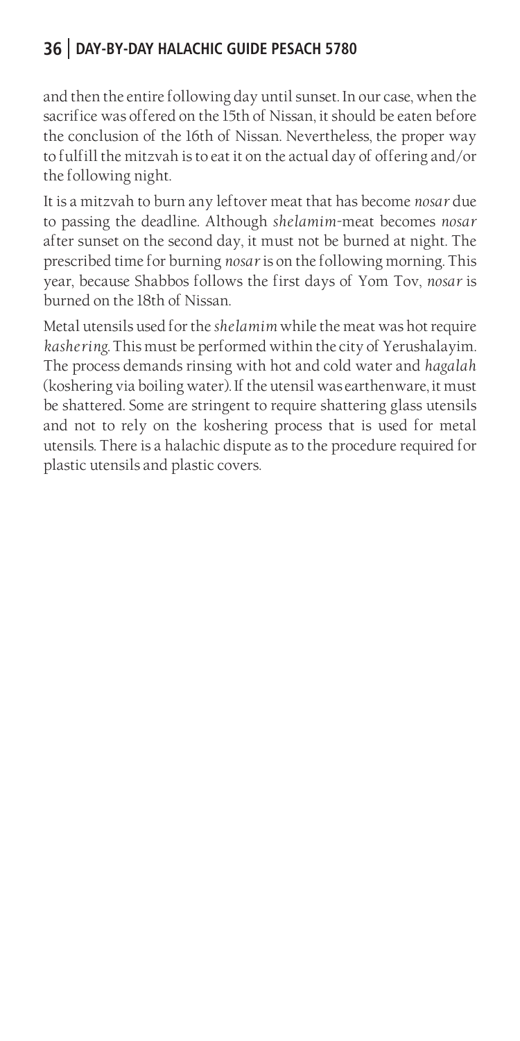and then the entire following day until sunset. In our case, when the sacrifice was offered on the 15th of Nissan, it should be eaten before the conclusion of the 16th of Nissan. Nevertheless, the proper way to fulfill the mitzvah is to eat it on the actual day of offering and/or the following night.

It is a mitzvah to burn any leftover meat that has become *nosar* due to passing the deadline. Although *shelamim*-meat becomes *nosar* after sunset on the second day, it must not be burned at night. The prescribed time for burning *nosar* is on the following morning. This year, because Shabbos follows the first days of Yom Tov, *nosar* is burned on the 18th of Nissan.

Metal utensils used for the *shelamim* while the meat was hot require *kashering*. This must be performed within the city of Yerushalayim. The process demands rinsing with hot and cold water and *hagalah* (koshering via boiling water). If the utensil was earthenware, it must be shattered. Some are stringent to require shattering glass utensils and not to rely on the koshering process that is used for metal utensils. There is a halachic dispute as to the procedure required for plastic utensils and plastic covers.